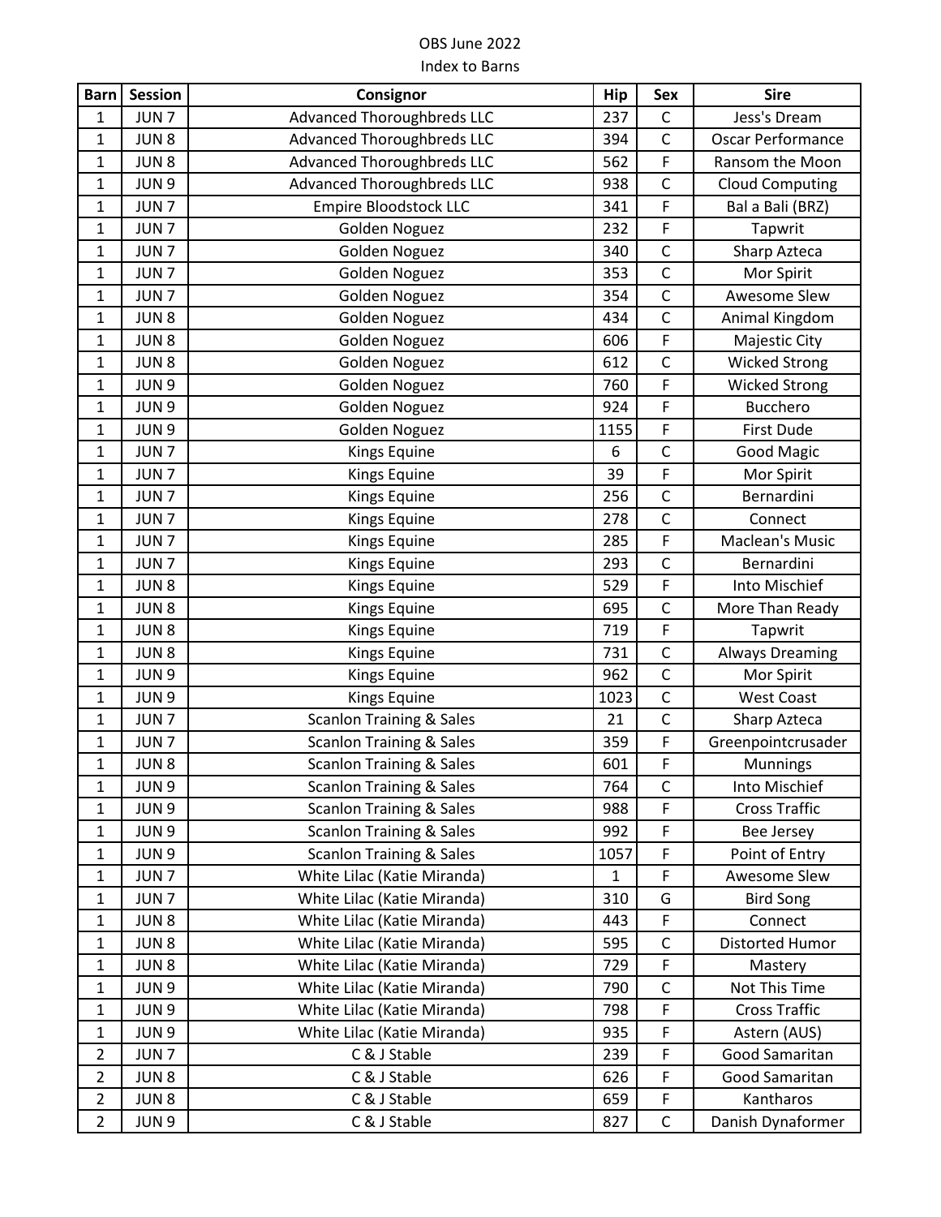OBS June 2022

Index to Barns

| Barn | Session | Consignor | Hip | Sex | Sire |
|---|---|---|---|---|---|
| 1 | JUN 7 | Advanced Thoroughbreds LLC | 237 | C | Jess's Dream |
| 1 | JUN 8 | Advanced Thoroughbreds LLC | 394 | C | Oscar Performance |
| 1 | JUN 8 | Advanced Thoroughbreds LLC | 562 | F | Ransom the Moon |
| 1 | JUN 9 | Advanced Thoroughbreds LLC | 938 | C | Cloud Computing |
| 1 | JUN 7 | Empire Bloodstock LLC | 341 | F | Bal a Bali (BRZ) |
| 1 | JUN 7 | Golden Noguez | 232 | F | Tapwrit |
| 1 | JUN 7 | Golden Noguez | 340 | C | Sharp Azteca |
| 1 | JUN 7 | Golden Noguez | 353 | C | Mor Spirit |
| 1 | JUN 7 | Golden Noguez | 354 | C | Awesome Slew |
| 1 | JUN 8 | Golden Noguez | 434 | C | Animal Kingdom |
| 1 | JUN 8 | Golden Noguez | 606 | F | Majestic City |
| 1 | JUN 8 | Golden Noguez | 612 | C | Wicked Strong |
| 1 | JUN 9 | Golden Noguez | 760 | F | Wicked Strong |
| 1 | JUN 9 | Golden Noguez | 924 | F | Bucchero |
| 1 | JUN 9 | Golden Noguez | 1155 | F | First Dude |
| 1 | JUN 7 | Kings Equine | 6 | C | Good Magic |
| 1 | JUN 7 | Kings Equine | 39 | F | Mor Spirit |
| 1 | JUN 7 | Kings Equine | 256 | C | Bernardini |
| 1 | JUN 7 | Kings Equine | 278 | C | Connect |
| 1 | JUN 7 | Kings Equine | 285 | F | Maclean's Music |
| 1 | JUN 7 | Kings Equine | 293 | C | Bernardini |
| 1 | JUN 8 | Kings Equine | 529 | F | Into Mischief |
| 1 | JUN 8 | Kings Equine | 695 | C | More Than Ready |
| 1 | JUN 8 | Kings Equine | 719 | F | Tapwrit |
| 1 | JUN 8 | Kings Equine | 731 | C | Always Dreaming |
| 1 | JUN 9 | Kings Equine | 962 | C | Mor Spirit |
| 1 | JUN 9 | Kings Equine | 1023 | C | West Coast |
| 1 | JUN 7 | Scanlon Training & Sales | 21 | C | Sharp Azteca |
| 1 | JUN 7 | Scanlon Training & Sales | 359 | F | Greenpointcrusader |
| 1 | JUN 8 | Scanlon Training & Sales | 601 | F | Munnings |
| 1 | JUN 9 | Scanlon Training & Sales | 764 | C | Into Mischief |
| 1 | JUN 9 | Scanlon Training & Sales | 988 | F | Cross Traffic |
| 1 | JUN 9 | Scanlon Training & Sales | 992 | F | Bee Jersey |
| 1 | JUN 9 | Scanlon Training & Sales | 1057 | F | Point of Entry |
| 1 | JUN 7 | White Lilac (Katie Miranda) | 1 | F | Awesome Slew |
| 1 | JUN 7 | White Lilac (Katie Miranda) | 310 | G | Bird Song |
| 1 | JUN 8 | White Lilac (Katie Miranda) | 443 | F | Connect |
| 1 | JUN 8 | White Lilac (Katie Miranda) | 595 | C | Distorted Humor |
| 1 | JUN 8 | White Lilac (Katie Miranda) | 729 | F | Mastery |
| 1 | JUN 9 | White Lilac (Katie Miranda) | 790 | C | Not This Time |
| 1 | JUN 9 | White Lilac (Katie Miranda) | 798 | F | Cross Traffic |
| 1 | JUN 9 | White Lilac (Katie Miranda) | 935 | F | Astern (AUS) |
| 2 | JUN 7 | C & J Stable | 239 | F | Good Samaritan |
| 2 | JUN 8 | C & J Stable | 626 | F | Good Samaritan |
| 2 | JUN 8 | C & J Stable | 659 | F | Kantharos |
| 2 | JUN 9 | C & J Stable | 827 | C | Danish Dynaformer |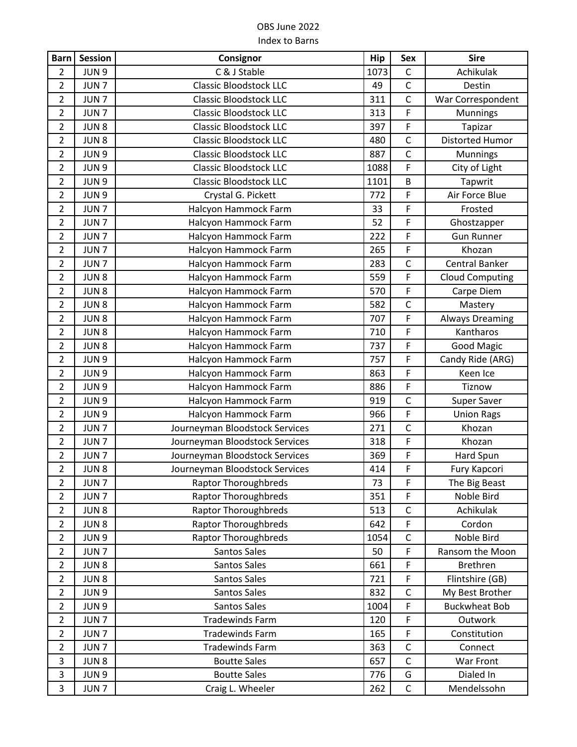OBS June 2022

Index to Barns

| Barn | Session | Consignor | Hip | Sex | Sire |
|---|---|---|---|---|---|
| 2 | JUN 9 | C & J Stable | 1073 | C | Achikulak |
| 2 | JUN 7 | Classic Bloodstock LLC | 49 | C | Destin |
| 2 | JUN 7 | Classic Bloodstock LLC | 311 | C | War Correspondent |
| 2 | JUN 7 | Classic Bloodstock LLC | 313 | F | Munnings |
| 2 | JUN 8 | Classic Bloodstock LLC | 397 | F | Tapizar |
| 2 | JUN 8 | Classic Bloodstock LLC | 480 | C | Distorted Humor |
| 2 | JUN 9 | Classic Bloodstock LLC | 887 | C | Munnings |
| 2 | JUN 9 | Classic Bloodstock LLC | 1088 | F | City of Light |
| 2 | JUN 9 | Classic Bloodstock LLC | 1101 | B | Tapwrit |
| 2 | JUN 9 | Crystal G. Pickett | 772 | F | Air Force Blue |
| 2 | JUN 7 | Halcyon Hammock Farm | 33 | F | Frosted |
| 2 | JUN 7 | Halcyon Hammock Farm | 52 | F | Ghostzapper |
| 2 | JUN 7 | Halcyon Hammock Farm | 222 | F | Gun Runner |
| 2 | JUN 7 | Halcyon Hammock Farm | 265 | F | Khozan |
| 2 | JUN 7 | Halcyon Hammock Farm | 283 | C | Central Banker |
| 2 | JUN 8 | Halcyon Hammock Farm | 559 | F | Cloud Computing |
| 2 | JUN 8 | Halcyon Hammock Farm | 570 | F | Carpe Diem |
| 2 | JUN 8 | Halcyon Hammock Farm | 582 | C | Mastery |
| 2 | JUN 8 | Halcyon Hammock Farm | 707 | F | Always Dreaming |
| 2 | JUN 8 | Halcyon Hammock Farm | 710 | F | Kantharos |
| 2 | JUN 8 | Halcyon Hammock Farm | 737 | F | Good Magic |
| 2 | JUN 9 | Halcyon Hammock Farm | 757 | F | Candy Ride (ARG) |
| 2 | JUN 9 | Halcyon Hammock Farm | 863 | F | Keen Ice |
| 2 | JUN 9 | Halcyon Hammock Farm | 886 | F | Tiznow |
| 2 | JUN 9 | Halcyon Hammock Farm | 919 | C | Super Saver |
| 2 | JUN 9 | Halcyon Hammock Farm | 966 | F | Union Rags |
| 2 | JUN 7 | Journeyman Bloodstock Services | 271 | C | Khozan |
| 2 | JUN 7 | Journeyman Bloodstock Services | 318 | F | Khozan |
| 2 | JUN 7 | Journeyman Bloodstock Services | 369 | F | Hard Spun |
| 2 | JUN 8 | Journeyman Bloodstock Services | 414 | F | Fury Kapcori |
| 2 | JUN 7 | Raptor Thoroughbreds | 73 | F | The Big Beast |
| 2 | JUN 7 | Raptor Thoroughbreds | 351 | F | Noble Bird |
| 2 | JUN 8 | Raptor Thoroughbreds | 513 | C | Achikulak |
| 2 | JUN 8 | Raptor Thoroughbreds | 642 | F | Cordon |
| 2 | JUN 9 | Raptor Thoroughbreds | 1054 | C | Noble Bird |
| 2 | JUN 7 | Santos Sales | 50 | F | Ransom the Moon |
| 2 | JUN 8 | Santos Sales | 661 | F | Brethren |
| 2 | JUN 8 | Santos Sales | 721 | F | Flintshire (GB) |
| 2 | JUN 9 | Santos Sales | 832 | C | My Best Brother |
| 2 | JUN 9 | Santos Sales | 1004 | F | Buckwheat Bob |
| 2 | JUN 7 | Tradewinds Farm | 120 | F | Outwork |
| 2 | JUN 7 | Tradewinds Farm | 165 | F | Constitution |
| 2 | JUN 7 | Tradewinds Farm | 363 | C | Connect |
| 3 | JUN 8 | Boutte Sales | 657 | C | War Front |
| 3 | JUN 9 | Boutte Sales | 776 | G | Dialed In |
| 3 | JUN 7 | Craig L. Wheeler | 262 | C | Mendelssohn |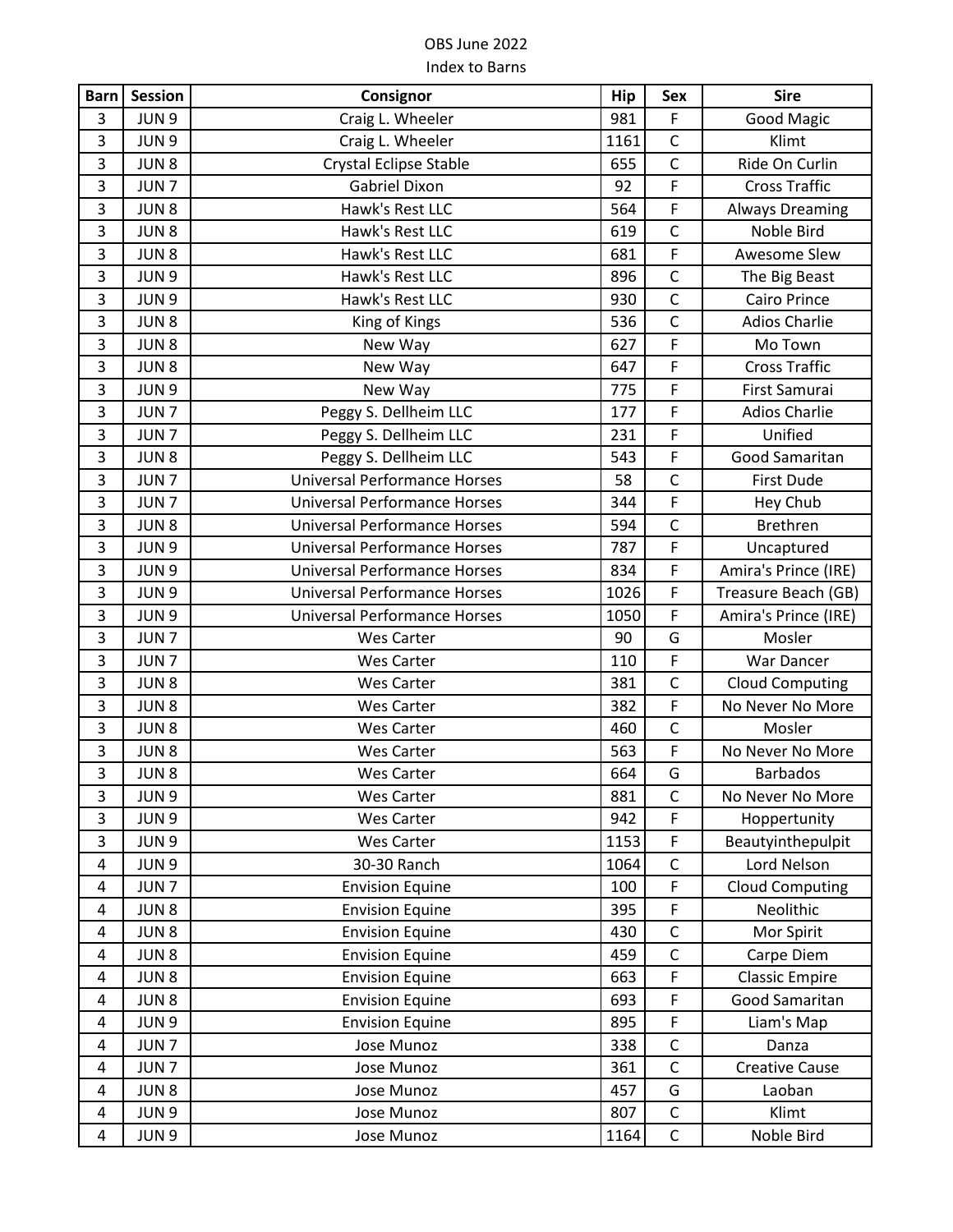OBS June 2022

Index to Barns

| Barn | Session | Consignor | Hip | Sex | Sire |
|---|---|---|---|---|---|
| 3 | JUN 9 | Craig L. Wheeler | 981 | F | Good Magic |
| 3 | JUN 9 | Craig L. Wheeler | 1161 | C | Klimt |
| 3 | JUN 8 | Crystal Eclipse Stable | 655 | C | Ride On Curlin |
| 3 | JUN 7 | Gabriel Dixon | 92 | F | Cross Traffic |
| 3 | JUN 8 | Hawk's Rest LLC | 564 | F | Always Dreaming |
| 3 | JUN 8 | Hawk's Rest LLC | 619 | C | Noble Bird |
| 3 | JUN 8 | Hawk's Rest LLC | 681 | F | Awesome Slew |
| 3 | JUN 9 | Hawk's Rest LLC | 896 | C | The Big Beast |
| 3 | JUN 9 | Hawk's Rest LLC | 930 | C | Cairo Prince |
| 3 | JUN 8 | King of Kings | 536 | C | Adios Charlie |
| 3 | JUN 8 | New Way | 627 | F | Mo Town |
| 3 | JUN 8 | New Way | 647 | F | Cross Traffic |
| 3 | JUN 9 | New Way | 775 | F | First Samurai |
| 3 | JUN 7 | Peggy S. Dellheim LLC | 177 | F | Adios Charlie |
| 3 | JUN 7 | Peggy S. Dellheim LLC | 231 | F | Unified |
| 3 | JUN 8 | Peggy S. Dellheim LLC | 543 | F | Good Samaritan |
| 3 | JUN 7 | Universal Performance Horses | 58 | C | First Dude |
| 3 | JUN 7 | Universal Performance Horses | 344 | F | Hey Chub |
| 3 | JUN 8 | Universal Performance Horses | 594 | C | Brethren |
| 3 | JUN 9 | Universal Performance Horses | 787 | F | Uncaptured |
| 3 | JUN 9 | Universal Performance Horses | 834 | F | Amira's Prince (IRE) |
| 3 | JUN 9 | Universal Performance Horses | 1026 | F | Treasure Beach (GB) |
| 3 | JUN 9 | Universal Performance Horses | 1050 | F | Amira's Prince (IRE) |
| 3 | JUN 7 | Wes Carter | 90 | G | Mosler |
| 3 | JUN 7 | Wes Carter | 110 | F | War Dancer |
| 3 | JUN 8 | Wes Carter | 381 | C | Cloud Computing |
| 3 | JUN 8 | Wes Carter | 382 | F | No Never No More |
| 3 | JUN 8 | Wes Carter | 460 | C | Mosler |
| 3 | JUN 8 | Wes Carter | 563 | F | No Never No More |
| 3 | JUN 8 | Wes Carter | 664 | G | Barbados |
| 3 | JUN 9 | Wes Carter | 881 | C | No Never No More |
| 3 | JUN 9 | Wes Carter | 942 | F | Hoppertunity |
| 3 | JUN 9 | Wes Carter | 1153 | F | Beautyinthepulpit |
| 4 | JUN 9 | 30-30 Ranch | 1064 | C | Lord Nelson |
| 4 | JUN 7 | Envision Equine | 100 | F | Cloud Computing |
| 4 | JUN 8 | Envision Equine | 395 | F | Neolithic |
| 4 | JUN 8 | Envision Equine | 430 | C | Mor Spirit |
| 4 | JUN 8 | Envision Equine | 459 | C | Carpe Diem |
| 4 | JUN 8 | Envision Equine | 663 | F | Classic Empire |
| 4 | JUN 8 | Envision Equine | 693 | F | Good Samaritan |
| 4 | JUN 9 | Envision Equine | 895 | F | Liam's Map |
| 4 | JUN 7 | Jose Munoz | 338 | C | Danza |
| 4 | JUN 7 | Jose Munoz | 361 | C | Creative Cause |
| 4 | JUN 8 | Jose Munoz | 457 | G | Laoban |
| 4 | JUN 9 | Jose Munoz | 807 | C | Klimt |
| 4 | JUN 9 | Jose Munoz | 1164 | C | Noble Bird |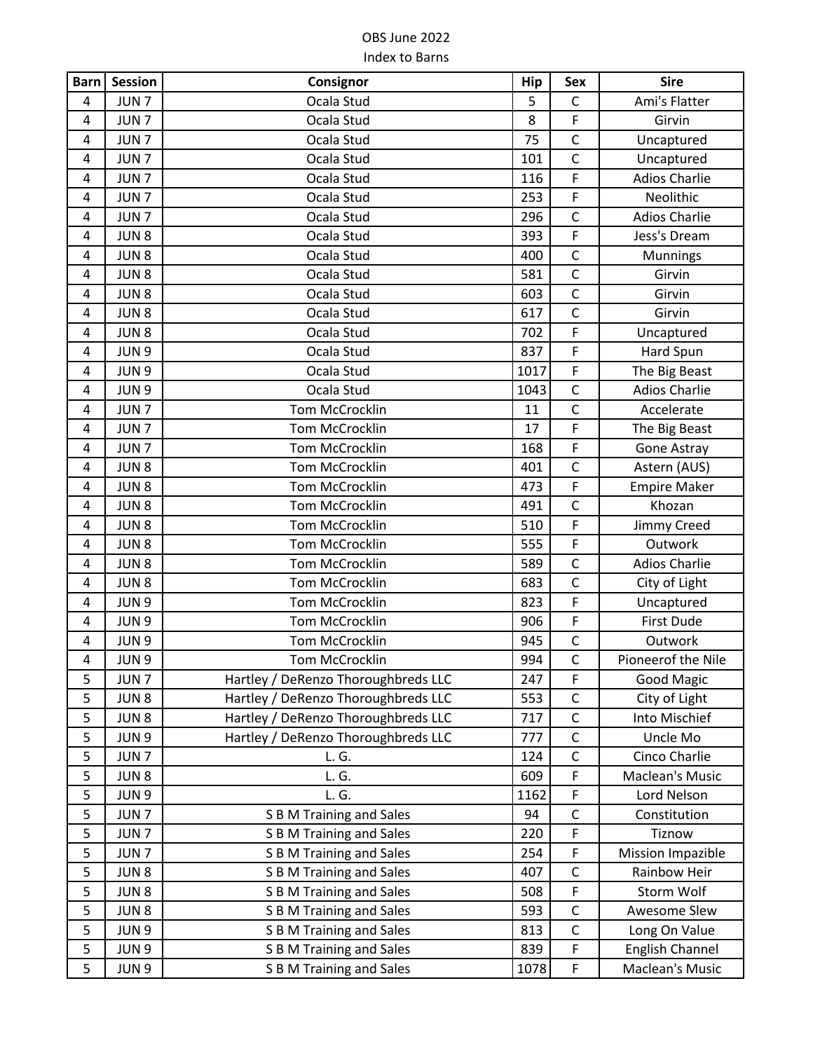OBS June 2022

Index to Barns

| Barn | Session | Consignor | Hip | Sex | Sire |
|---|---|---|---|---|---|
| 4 | JUN 7 | Ocala Stud | 5 | C | Ami's Flatter |
| 4 | JUN 7 | Ocala Stud | 8 | F | Girvin |
| 4 | JUN 7 | Ocala Stud | 75 | C | Uncaptured |
| 4 | JUN 7 | Ocala Stud | 101 | C | Uncaptured |
| 4 | JUN 7 | Ocala Stud | 116 | F | Adios Charlie |
| 4 | JUN 7 | Ocala Stud | 253 | F | Neolithic |
| 4 | JUN 7 | Ocala Stud | 296 | C | Adios Charlie |
| 4 | JUN 8 | Ocala Stud | 393 | F | Jess's Dream |
| 4 | JUN 8 | Ocala Stud | 400 | C | Munnings |
| 4 | JUN 8 | Ocala Stud | 581 | C | Girvin |
| 4 | JUN 8 | Ocala Stud | 603 | C | Girvin |
| 4 | JUN 8 | Ocala Stud | 617 | C | Girvin |
| 4 | JUN 8 | Ocala Stud | 702 | F | Uncaptured |
| 4 | JUN 9 | Ocala Stud | 837 | F | Hard Spun |
| 4 | JUN 9 | Ocala Stud | 1017 | F | The Big Beast |
| 4 | JUN 9 | Ocala Stud | 1043 | C | Adios Charlie |
| 4 | JUN 7 | Tom McCrocklin | 11 | C | Accelerate |
| 4 | JUN 7 | Tom McCrocklin | 17 | F | The Big Beast |
| 4 | JUN 7 | Tom McCrocklin | 168 | F | Gone Astray |
| 4 | JUN 8 | Tom McCrocklin | 401 | C | Astern (AUS) |
| 4 | JUN 8 | Tom McCrocklin | 473 | F | Empire Maker |
| 4 | JUN 8 | Tom McCrocklin | 491 | C | Khozan |
| 4 | JUN 8 | Tom McCrocklin | 510 | F | Jimmy Creed |
| 4 | JUN 8 | Tom McCrocklin | 555 | F | Outwork |
| 4 | JUN 8 | Tom McCrocklin | 589 | C | Adios Charlie |
| 4 | JUN 8 | Tom McCrocklin | 683 | C | City of Light |
| 4 | JUN 9 | Tom McCrocklin | 823 | F | Uncaptured |
| 4 | JUN 9 | Tom McCrocklin | 906 | F | First Dude |
| 4 | JUN 9 | Tom McCrocklin | 945 | C | Outwork |
| 4 | JUN 9 | Tom McCrocklin | 994 | C | Pioneerof the Nile |
| 5 | JUN 7 | Hartley / DeRenzo Thoroughbreds LLC | 247 | F | Good Magic |
| 5 | JUN 8 | Hartley / DeRenzo Thoroughbreds LLC | 553 | C | City of Light |
| 5 | JUN 8 | Hartley / DeRenzo Thoroughbreds LLC | 717 | C | Into Mischief |
| 5 | JUN 9 | Hartley / DeRenzo Thoroughbreds LLC | 777 | C | Uncle Mo |
| 5 | JUN 7 | L. G. | 124 | C | Cinco Charlie |
| 5 | JUN 8 | L. G. | 609 | F | Maclean's Music |
| 5 | JUN 9 | L. G. | 1162 | F | Lord Nelson |
| 5 | JUN 7 | S B M Training and Sales | 94 | C | Constitution |
| 5 | JUN 7 | S B M Training and Sales | 220 | F | Tiznow |
| 5 | JUN 7 | S B M Training and Sales | 254 | F | Mission Impazible |
| 5 | JUN 8 | S B M Training and Sales | 407 | C | Rainbow Heir |
| 5 | JUN 8 | S B M Training and Sales | 508 | F | Storm Wolf |
| 5 | JUN 8 | S B M Training and Sales | 593 | C | Awesome Slew |
| 5 | JUN 9 | S B M Training and Sales | 813 | C | Long On Value |
| 5 | JUN 9 | S B M Training and Sales | 839 | F | English Channel |
| 5 | JUN 9 | S B M Training and Sales | 1078 | F | Maclean's Music |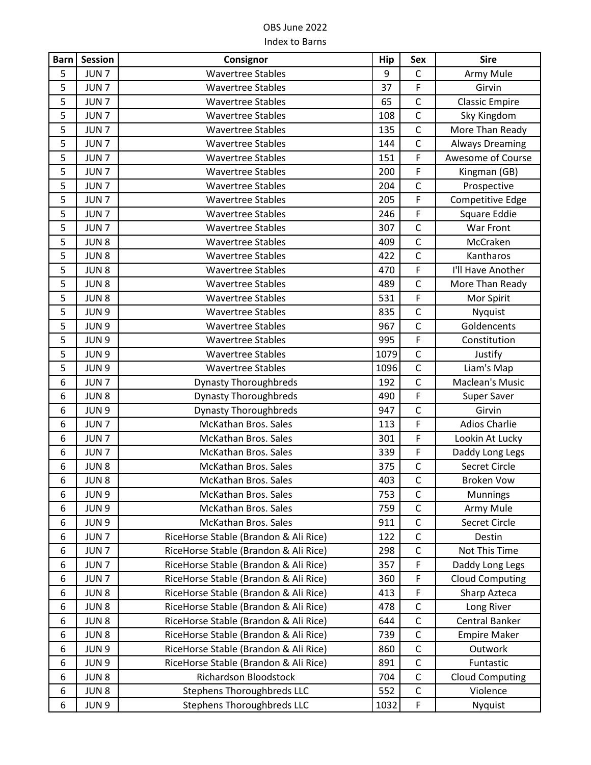OBS June 2022

Index to Barns

| Barn | Session | Consignor | Hip | Sex | Sire |
|---|---|---|---|---|---|
| 5 | JUN 7 | Wavertree Stables | 9 | C | Army Mule |
| 5 | JUN 7 | Wavertree Stables | 37 | F | Girvin |
| 5 | JUN 7 | Wavertree Stables | 65 | C | Classic Empire |
| 5 | JUN 7 | Wavertree Stables | 108 | C | Sky Kingdom |
| 5 | JUN 7 | Wavertree Stables | 135 | C | More Than Ready |
| 5 | JUN 7 | Wavertree Stables | 144 | C | Always Dreaming |
| 5 | JUN 7 | Wavertree Stables | 151 | F | Awesome of Course |
| 5 | JUN 7 | Wavertree Stables | 200 | F | Kingman (GB) |
| 5 | JUN 7 | Wavertree Stables | 204 | C | Prospective |
| 5 | JUN 7 | Wavertree Stables | 205 | F | Competitive Edge |
| 5 | JUN 7 | Wavertree Stables | 246 | F | Square Eddie |
| 5 | JUN 7 | Wavertree Stables | 307 | C | War Front |
| 5 | JUN 8 | Wavertree Stables | 409 | C | McCraken |
| 5 | JUN 8 | Wavertree Stables | 422 | C | Kantharos |
| 5 | JUN 8 | Wavertree Stables | 470 | F | I'll Have Another |
| 5 | JUN 8 | Wavertree Stables | 489 | C | More Than Ready |
| 5 | JUN 8 | Wavertree Stables | 531 | F | Mor Spirit |
| 5 | JUN 9 | Wavertree Stables | 835 | C | Nyquist |
| 5 | JUN 9 | Wavertree Stables | 967 | C | Goldencents |
| 5 | JUN 9 | Wavertree Stables | 995 | F | Constitution |
| 5 | JUN 9 | Wavertree Stables | 1079 | C | Justify |
| 5 | JUN 9 | Wavertree Stables | 1096 | C | Liam's Map |
| 6 | JUN 7 | Dynasty Thoroughbreds | 192 | C | Maclean's Music |
| 6 | JUN 8 | Dynasty Thoroughbreds | 490 | F | Super Saver |
| 6 | JUN 9 | Dynasty Thoroughbreds | 947 | C | Girvin |
| 6 | JUN 7 | McKathan Bros. Sales | 113 | F | Adios Charlie |
| 6 | JUN 7 | McKathan Bros. Sales | 301 | F | Lookin At Lucky |
| 6 | JUN 7 | McKathan Bros. Sales | 339 | F | Daddy Long Legs |
| 6 | JUN 8 | McKathan Bros. Sales | 375 | C | Secret Circle |
| 6 | JUN 8 | McKathan Bros. Sales | 403 | C | Broken Vow |
| 6 | JUN 9 | McKathan Bros. Sales | 753 | C | Munnings |
| 6 | JUN 9 | McKathan Bros. Sales | 759 | C | Army Mule |
| 6 | JUN 9 | McKathan Bros. Sales | 911 | C | Secret Circle |
| 6 | JUN 7 | RiceHorse Stable (Brandon & Ali Rice) | 122 | C | Destin |
| 6 | JUN 7 | RiceHorse Stable (Brandon & Ali Rice) | 298 | C | Not This Time |
| 6 | JUN 7 | RiceHorse Stable (Brandon & Ali Rice) | 357 | F | Daddy Long Legs |
| 6 | JUN 7 | RiceHorse Stable (Brandon & Ali Rice) | 360 | F | Cloud Computing |
| 6 | JUN 8 | RiceHorse Stable (Brandon & Ali Rice) | 413 | F | Sharp Azteca |
| 6 | JUN 8 | RiceHorse Stable (Brandon & Ali Rice) | 478 | C | Long River |
| 6 | JUN 8 | RiceHorse Stable (Brandon & Ali Rice) | 644 | C | Central Banker |
| 6 | JUN 8 | RiceHorse Stable (Brandon & Ali Rice) | 739 | C | Empire Maker |
| 6 | JUN 9 | RiceHorse Stable (Brandon & Ali Rice) | 860 | C | Outwork |
| 6 | JUN 9 | RiceHorse Stable (Brandon & Ali Rice) | 891 | C | Funtastic |
| 6 | JUN 8 | Richardson Bloodstock | 704 | C | Cloud Computing |
| 6 | JUN 8 | Stephens Thoroughbreds LLC | 552 | C | Violence |
| 6 | JUN 9 | Stephens Thoroughbreds LLC | 1032 | F | Nyquist |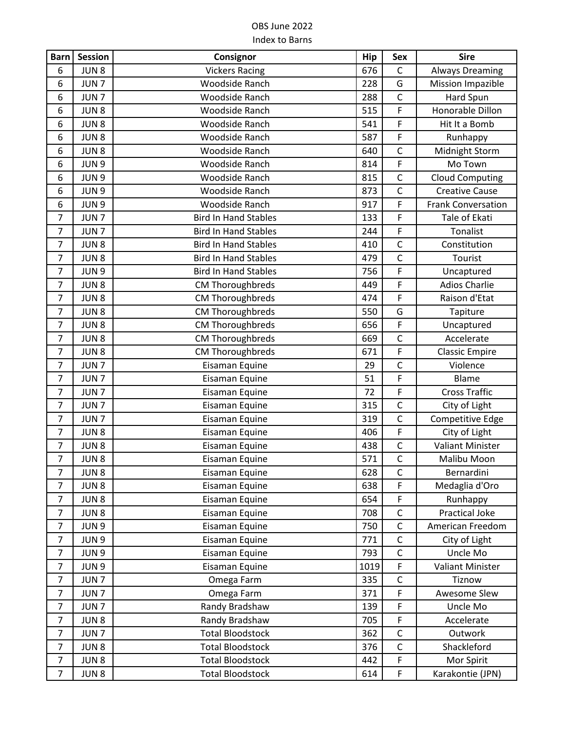OBS June 2022

Index to Barns

| Barn | Session | Consignor | Hip | Sex | Sire |
|---|---|---|---|---|---|
| 6 | JUN 8 | Vickers Racing | 676 | C | Always Dreaming |
| 6 | JUN 7 | Woodside Ranch | 228 | G | Mission Impazible |
| 6 | JUN 7 | Woodside Ranch | 288 | C | Hard Spun |
| 6 | JUN 8 | Woodside Ranch | 515 | F | Honorable Dillon |
| 6 | JUN 8 | Woodside Ranch | 541 | F | Hit It a Bomb |
| 6 | JUN 8 | Woodside Ranch | 587 | F | Runhappy |
| 6 | JUN 8 | Woodside Ranch | 640 | C | Midnight Storm |
| 6 | JUN 9 | Woodside Ranch | 814 | F | Mo Town |
| 6 | JUN 9 | Woodside Ranch | 815 | C | Cloud Computing |
| 6 | JUN 9 | Woodside Ranch | 873 | C | Creative Cause |
| 6 | JUN 9 | Woodside Ranch | 917 | F | Frank Conversation |
| 7 | JUN 7 | Bird In Hand Stables | 133 | F | Tale of Ekati |
| 7 | JUN 7 | Bird In Hand Stables | 244 | F | Tonalist |
| 7 | JUN 8 | Bird In Hand Stables | 410 | C | Constitution |
| 7 | JUN 8 | Bird In Hand Stables | 479 | C | Tourist |
| 7 | JUN 9 | Bird In Hand Stables | 756 | F | Uncaptured |
| 7 | JUN 8 | CM Thoroughbreds | 449 | F | Adios Charlie |
| 7 | JUN 8 | CM Thoroughbreds | 474 | F | Raison d'Etat |
| 7 | JUN 8 | CM Thoroughbreds | 550 | G | Tapiture |
| 7 | JUN 8 | CM Thoroughbreds | 656 | F | Uncaptured |
| 7 | JUN 8 | CM Thoroughbreds | 669 | C | Accelerate |
| 7 | JUN 8 | CM Thoroughbreds | 671 | F | Classic Empire |
| 7 | JUN 7 | Eisaman Equine | 29 | C | Violence |
| 7 | JUN 7 | Eisaman Equine | 51 | F | Blame |
| 7 | JUN 7 | Eisaman Equine | 72 | F | Cross Traffic |
| 7 | JUN 7 | Eisaman Equine | 315 | C | City of Light |
| 7 | JUN 7 | Eisaman Equine | 319 | C | Competitive Edge |
| 7 | JUN 8 | Eisaman Equine | 406 | F | City of Light |
| 7 | JUN 8 | Eisaman Equine | 438 | C | Valiant Minister |
| 7 | JUN 8 | Eisaman Equine | 571 | C | Malibu Moon |
| 7 | JUN 8 | Eisaman Equine | 628 | C | Bernardini |
| 7 | JUN 8 | Eisaman Equine | 638 | F | Medaglia d'Oro |
| 7 | JUN 8 | Eisaman Equine | 654 | F | Runhappy |
| 7 | JUN 8 | Eisaman Equine | 708 | C | Practical Joke |
| 7 | JUN 9 | Eisaman Equine | 750 | C | American Freedom |
| 7 | JUN 9 | Eisaman Equine | 771 | C | City of Light |
| 7 | JUN 9 | Eisaman Equine | 793 | C | Uncle Mo |
| 7 | JUN 9 | Eisaman Equine | 1019 | F | Valiant Minister |
| 7 | JUN 7 | Omega Farm | 335 | C | Tiznow |
| 7 | JUN 7 | Omega Farm | 371 | F | Awesome Slew |
| 7 | JUN 7 | Randy Bradshaw | 139 | F | Uncle Mo |
| 7 | JUN 8 | Randy Bradshaw | 705 | F | Accelerate |
| 7 | JUN 7 | Total Bloodstock | 362 | C | Outwork |
| 7 | JUN 8 | Total Bloodstock | 376 | C | Shackleford |
| 7 | JUN 8 | Total Bloodstock | 442 | F | Mor Spirit |
| 7 | JUN 8 | Total Bloodstock | 614 | F | Karakontie (JPN) |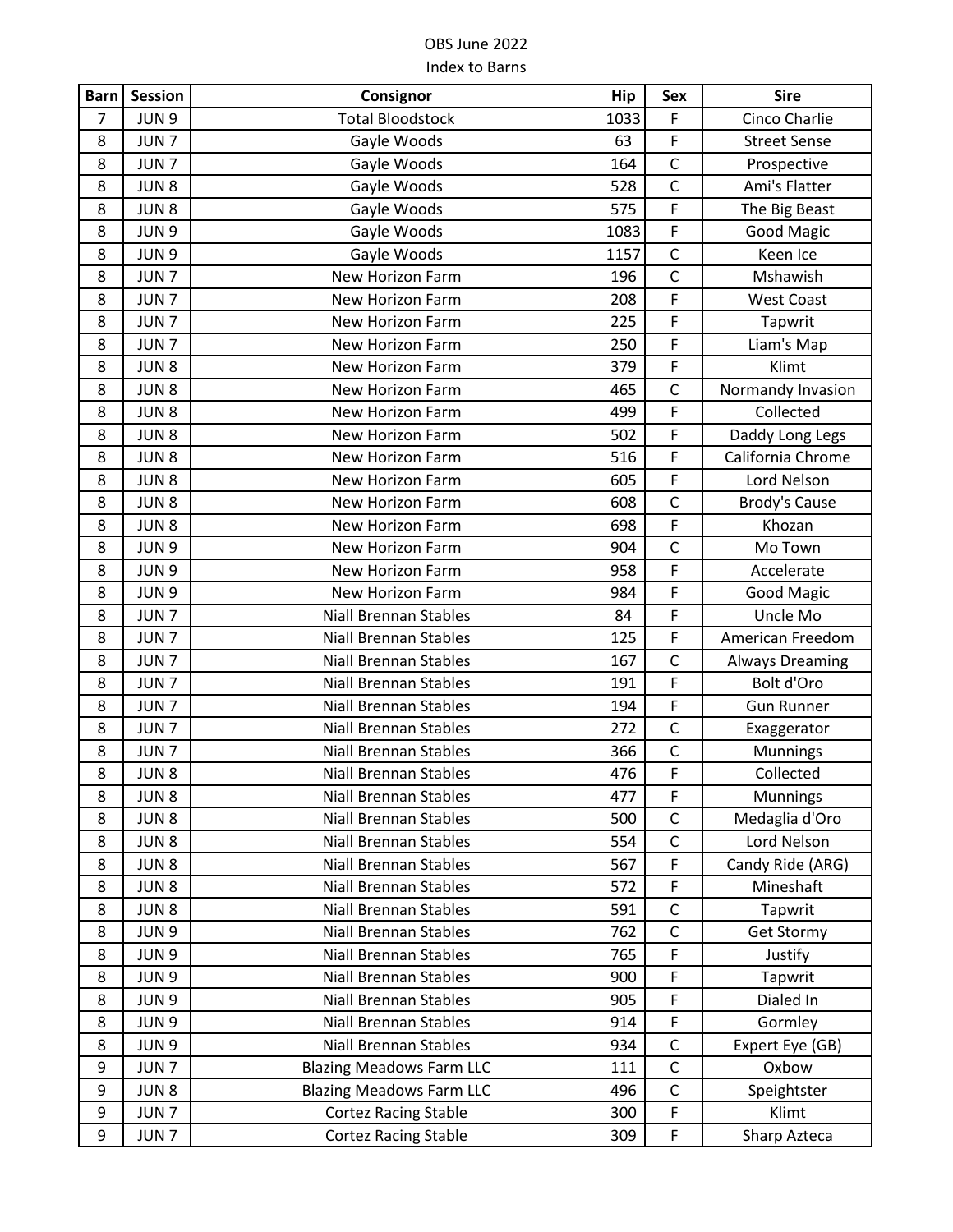OBS June 2022

Index to Barns

| Barn | Session | Consignor | Hip | Sex | Sire |
|---|---|---|---|---|---|
| 7 | JUN 9 | Total Bloodstock | 1033 | F | Cinco Charlie |
| 8 | JUN 7 | Gayle Woods | 63 | F | Street Sense |
| 8 | JUN 7 | Gayle Woods | 164 | C | Prospective |
| 8 | JUN 8 | Gayle Woods | 528 | C | Ami's Flatter |
| 8 | JUN 8 | Gayle Woods | 575 | F | The Big Beast |
| 8 | JUN 9 | Gayle Woods | 1083 | F | Good Magic |
| 8 | JUN 9 | Gayle Woods | 1157 | C | Keen Ice |
| 8 | JUN 7 | New Horizon Farm | 196 | C | Mshawish |
| 8 | JUN 7 | New Horizon Farm | 208 | F | West Coast |
| 8 | JUN 7 | New Horizon Farm | 225 | F | Tapwrit |
| 8 | JUN 7 | New Horizon Farm | 250 | F | Liam's Map |
| 8 | JUN 8 | New Horizon Farm | 379 | F | Klimt |
| 8 | JUN 8 | New Horizon Farm | 465 | C | Normandy Invasion |
| 8 | JUN 8 | New Horizon Farm | 499 | F | Collected |
| 8 | JUN 8 | New Horizon Farm | 502 | F | Daddy Long Legs |
| 8 | JUN 8 | New Horizon Farm | 516 | F | California Chrome |
| 8 | JUN 8 | New Horizon Farm | 605 | F | Lord Nelson |
| 8 | JUN 8 | New Horizon Farm | 608 | C | Brody's Cause |
| 8 | JUN 8 | New Horizon Farm | 698 | F | Khozan |
| 8 | JUN 9 | New Horizon Farm | 904 | C | Mo Town |
| 8 | JUN 9 | New Horizon Farm | 958 | F | Accelerate |
| 8 | JUN 9 | New Horizon Farm | 984 | F | Good Magic |
| 8 | JUN 7 | Niall Brennan Stables | 84 | F | Uncle Mo |
| 8 | JUN 7 | Niall Brennan Stables | 125 | F | American Freedom |
| 8 | JUN 7 | Niall Brennan Stables | 167 | C | Always Dreaming |
| 8 | JUN 7 | Niall Brennan Stables | 191 | F | Bolt d'Oro |
| 8 | JUN 7 | Niall Brennan Stables | 194 | F | Gun Runner |
| 8 | JUN 7 | Niall Brennan Stables | 272 | C | Exaggerator |
| 8 | JUN 7 | Niall Brennan Stables | 366 | C | Munnings |
| 8 | JUN 8 | Niall Brennan Stables | 476 | F | Collected |
| 8 | JUN 8 | Niall Brennan Stables | 477 | F | Munnings |
| 8 | JUN 8 | Niall Brennan Stables | 500 | C | Medaglia d'Oro |
| 8 | JUN 8 | Niall Brennan Stables | 554 | C | Lord Nelson |
| 8 | JUN 8 | Niall Brennan Stables | 567 | F | Candy Ride (ARG) |
| 8 | JUN 8 | Niall Brennan Stables | 572 | F | Mineshaft |
| 8 | JUN 8 | Niall Brennan Stables | 591 | C | Tapwrit |
| 8 | JUN 9 | Niall Brennan Stables | 762 | C | Get Stormy |
| 8 | JUN 9 | Niall Brennan Stables | 765 | F | Justify |
| 8 | JUN 9 | Niall Brennan Stables | 900 | F | Tapwrit |
| 8 | JUN 9 | Niall Brennan Stables | 905 | F | Dialed In |
| 8 | JUN 9 | Niall Brennan Stables | 914 | F | Gormley |
| 8 | JUN 9 | Niall Brennan Stables | 934 | C | Expert Eye (GB) |
| 9 | JUN 7 | Blazing Meadows Farm LLC | 111 | C | Oxbow |
| 9 | JUN 8 | Blazing Meadows Farm LLC | 496 | C | Speightster |
| 9 | JUN 7 | Cortez Racing Stable | 300 | F | Klimt |
| 9 | JUN 7 | Cortez Racing Stable | 309 | F | Sharp Azteca |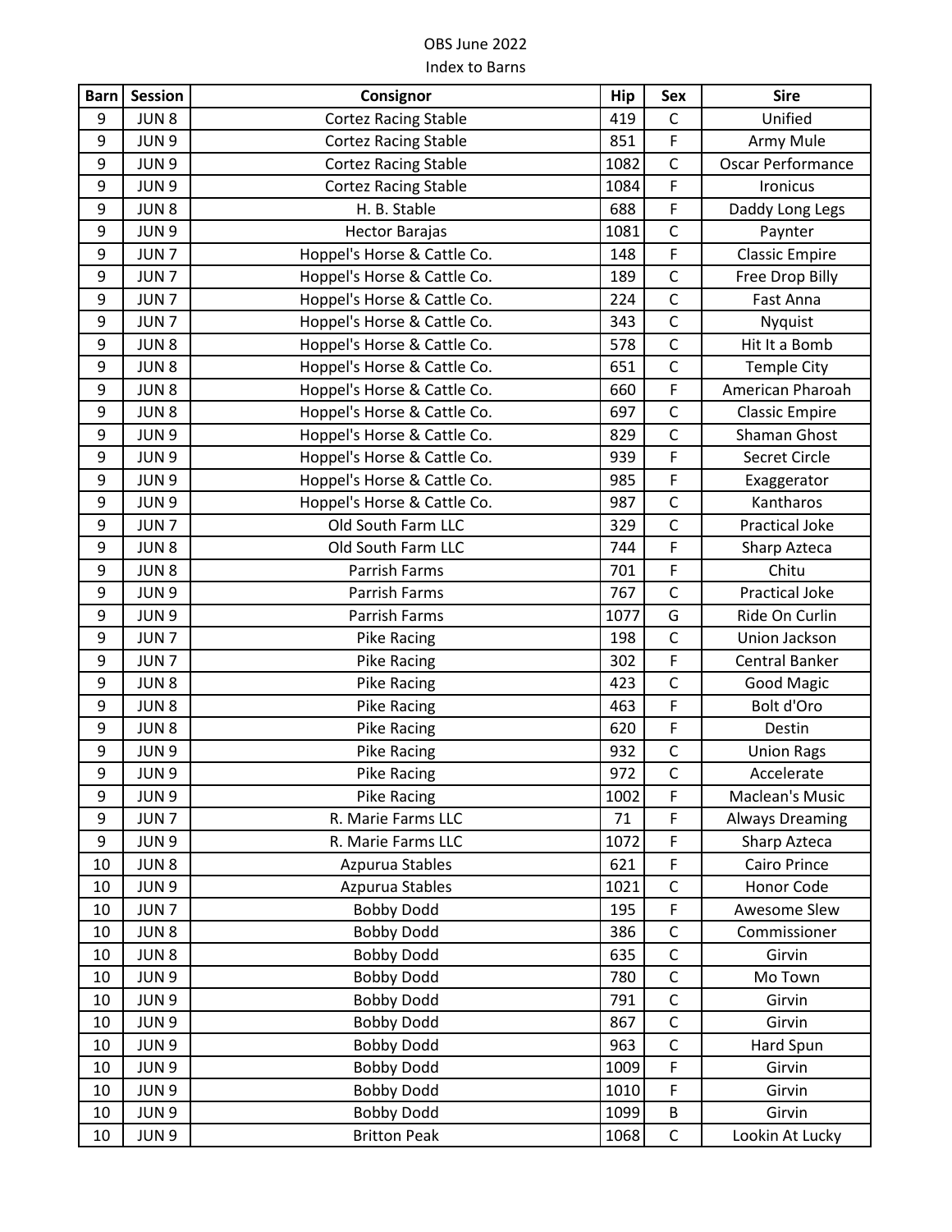OBS June 2022

Index to Barns

| Barn | Session | Consignor | Hip | Sex | Sire |
|---|---|---|---|---|---|
| 9 | JUN 8 | Cortez Racing Stable | 419 | C | Unified |
| 9 | JUN 9 | Cortez Racing Stable | 851 | F | Army Mule |
| 9 | JUN 9 | Cortez Racing Stable | 1082 | C | Oscar Performance |
| 9 | JUN 9 | Cortez Racing Stable | 1084 | F | Ironicus |
| 9 | JUN 8 | H. B. Stable | 688 | F | Daddy Long Legs |
| 9 | JUN 9 | Hector Barajas | 1081 | C | Paynter |
| 9 | JUN 7 | Hoppel's Horse & Cattle Co. | 148 | F | Classic Empire |
| 9 | JUN 7 | Hoppel's Horse & Cattle Co. | 189 | C | Free Drop Billy |
| 9 | JUN 7 | Hoppel's Horse & Cattle Co. | 224 | C | Fast Anna |
| 9 | JUN 7 | Hoppel's Horse & Cattle Co. | 343 | C | Nyquist |
| 9 | JUN 8 | Hoppel's Horse & Cattle Co. | 578 | C | Hit It a Bomb |
| 9 | JUN 8 | Hoppel's Horse & Cattle Co. | 651 | C | Temple City |
| 9 | JUN 8 | Hoppel's Horse & Cattle Co. | 660 | F | American Pharoah |
| 9 | JUN 8 | Hoppel's Horse & Cattle Co. | 697 | C | Classic Empire |
| 9 | JUN 9 | Hoppel's Horse & Cattle Co. | 829 | C | Shaman Ghost |
| 9 | JUN 9 | Hoppel's Horse & Cattle Co. | 939 | F | Secret Circle |
| 9 | JUN 9 | Hoppel's Horse & Cattle Co. | 985 | F | Exaggerator |
| 9 | JUN 9 | Hoppel's Horse & Cattle Co. | 987 | C | Kantharos |
| 9 | JUN 7 | Old South Farm LLC | 329 | C | Practical Joke |
| 9 | JUN 8 | Old South Farm LLC | 744 | F | Sharp Azteca |
| 9 | JUN 8 | Parrish Farms | 701 | F | Chitu |
| 9 | JUN 9 | Parrish Farms | 767 | C | Practical Joke |
| 9 | JUN 9 | Parrish Farms | 1077 | G | Ride On Curlin |
| 9 | JUN 7 | Pike Racing | 198 | C | Union Jackson |
| 9 | JUN 7 | Pike Racing | 302 | F | Central Banker |
| 9 | JUN 8 | Pike Racing | 423 | C | Good Magic |
| 9 | JUN 8 | Pike Racing | 463 | F | Bolt d'Oro |
| 9 | JUN 8 | Pike Racing | 620 | F | Destin |
| 9 | JUN 9 | Pike Racing | 932 | C | Union Rags |
| 9 | JUN 9 | Pike Racing | 972 | C | Accelerate |
| 9 | JUN 9 | Pike Racing | 1002 | F | Maclean's Music |
| 9 | JUN 7 | R. Marie Farms LLC | 71 | F | Always Dreaming |
| 9 | JUN 9 | R. Marie Farms LLC | 1072 | F | Sharp Azteca |
| 10 | JUN 8 | Azpurua Stables | 621 | F | Cairo Prince |
| 10 | JUN 9 | Azpurua Stables | 1021 | C | Honor Code |
| 10 | JUN 7 | Bobby Dodd | 195 | F | Awesome Slew |
| 10 | JUN 8 | Bobby Dodd | 386 | C | Commissioner |
| 10 | JUN 8 | Bobby Dodd | 635 | C | Girvin |
| 10 | JUN 9 | Bobby Dodd | 780 | C | Mo Town |
| 10 | JUN 9 | Bobby Dodd | 791 | C | Girvin |
| 10 | JUN 9 | Bobby Dodd | 867 | C | Girvin |
| 10 | JUN 9 | Bobby Dodd | 963 | C | Hard Spun |
| 10 | JUN 9 | Bobby Dodd | 1009 | F | Girvin |
| 10 | JUN 9 | Bobby Dodd | 1010 | F | Girvin |
| 10 | JUN 9 | Bobby Dodd | 1099 | B | Girvin |
| 10 | JUN 9 | Britton Peak | 1068 | C | Lookin At Lucky |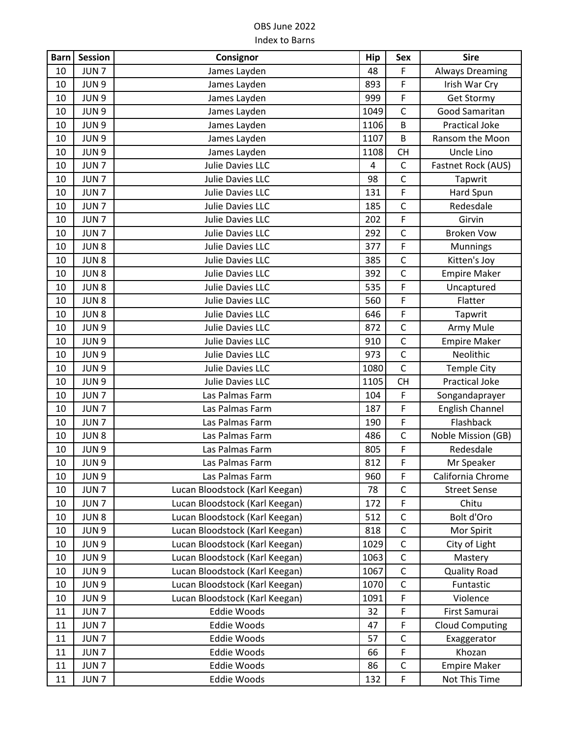OBS June 2022

Index to Barns

| Barn | Session | Consignor | Hip | Sex | Sire |
|---|---|---|---|---|---|
| 10 | JUN 7 | James Layden | 48 | F | Always Dreaming |
| 10 | JUN 9 | James Layden | 893 | F | Irish War Cry |
| 10 | JUN 9 | James Layden | 999 | F | Get Stormy |
| 10 | JUN 9 | James Layden | 1049 | C | Good Samaritan |
| 10 | JUN 9 | James Layden | 1106 | B | Practical Joke |
| 10 | JUN 9 | James Layden | 1107 | B | Ransom the Moon |
| 10 | JUN 9 | James Layden | 1108 | CH | Uncle Lino |
| 10 | JUN 7 | Julie Davies LLC | 4 | C | Fastnet Rock (AUS) |
| 10 | JUN 7 | Julie Davies LLC | 98 | C | Tapwrit |
| 10 | JUN 7 | Julie Davies LLC | 131 | F | Hard Spun |
| 10 | JUN 7 | Julie Davies LLC | 185 | C | Redesdale |
| 10 | JUN 7 | Julie Davies LLC | 202 | F | Girvin |
| 10 | JUN 7 | Julie Davies LLC | 292 | C | Broken Vow |
| 10 | JUN 8 | Julie Davies LLC | 377 | F | Munnings |
| 10 | JUN 8 | Julie Davies LLC | 385 | C | Kitten's Joy |
| 10 | JUN 8 | Julie Davies LLC | 392 | C | Empire Maker |
| 10 | JUN 8 | Julie Davies LLC | 535 | F | Uncaptured |
| 10 | JUN 8 | Julie Davies LLC | 560 | F | Flatter |
| 10 | JUN 8 | Julie Davies LLC | 646 | F | Tapwrit |
| 10 | JUN 9 | Julie Davies LLC | 872 | C | Army Mule |
| 10 | JUN 9 | Julie Davies LLC | 910 | C | Empire Maker |
| 10 | JUN 9 | Julie Davies LLC | 973 | C | Neolithic |
| 10 | JUN 9 | Julie Davies LLC | 1080 | C | Temple City |
| 10 | JUN 9 | Julie Davies LLC | 1105 | CH | Practical Joke |
| 10 | JUN 7 | Las Palmas Farm | 104 | F | Songandaprayer |
| 10 | JUN 7 | Las Palmas Farm | 187 | F | English Channel |
| 10 | JUN 7 | Las Palmas Farm | 190 | F | Flashback |
| 10 | JUN 8 | Las Palmas Farm | 486 | C | Noble Mission (GB) |
| 10 | JUN 9 | Las Palmas Farm | 805 | F | Redesdale |
| 10 | JUN 9 | Las Palmas Farm | 812 | F | Mr Speaker |
| 10 | JUN 9 | Las Palmas Farm | 960 | F | California Chrome |
| 10 | JUN 7 | Lucan Bloodstock (Karl Keegan) | 78 | C | Street Sense |
| 10 | JUN 7 | Lucan Bloodstock (Karl Keegan) | 172 | F | Chitu |
| 10 | JUN 8 | Lucan Bloodstock (Karl Keegan) | 512 | C | Bolt d'Oro |
| 10 | JUN 9 | Lucan Bloodstock (Karl Keegan) | 818 | C | Mor Spirit |
| 10 | JUN 9 | Lucan Bloodstock (Karl Keegan) | 1029 | C | City of Light |
| 10 | JUN 9 | Lucan Bloodstock (Karl Keegan) | 1063 | C | Mastery |
| 10 | JUN 9 | Lucan Bloodstock (Karl Keegan) | 1067 | C | Quality Road |
| 10 | JUN 9 | Lucan Bloodstock (Karl Keegan) | 1070 | C | Funtastic |
| 10 | JUN 9 | Lucan Bloodstock (Karl Keegan) | 1091 | F | Violence |
| 11 | JUN 7 | Eddie Woods | 32 | F | First Samurai |
| 11 | JUN 7 | Eddie Woods | 47 | F | Cloud Computing |
| 11 | JUN 7 | Eddie Woods | 57 | C | Exaggerator |
| 11 | JUN 7 | Eddie Woods | 66 | F | Khozan |
| 11 | JUN 7 | Eddie Woods | 86 | C | Empire Maker |
| 11 | JUN 7 | Eddie Woods | 132 | F | Not This Time |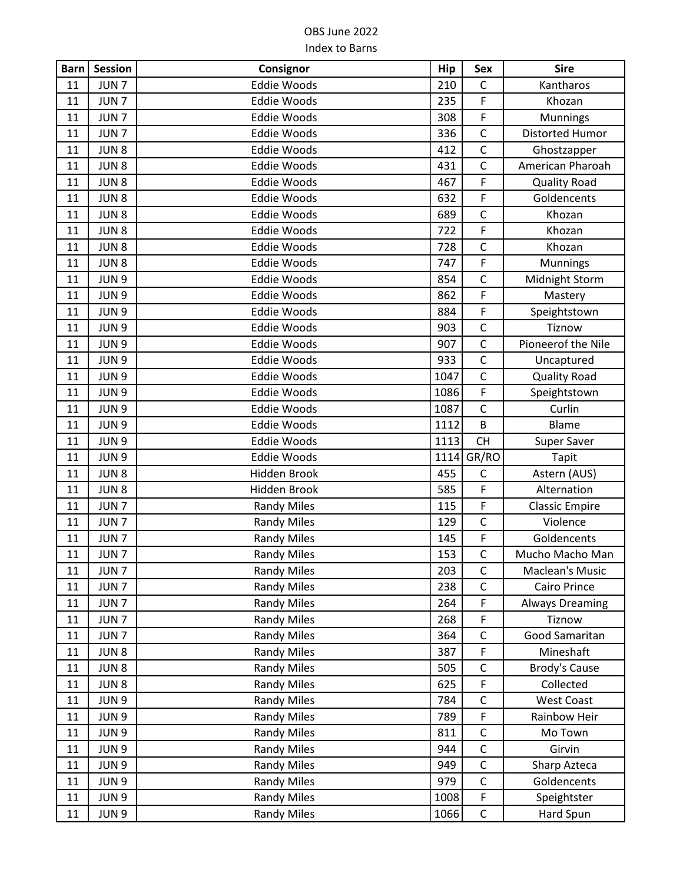OBS June 2022

Index to Barns

| Barn | Session | Consignor | Hip | Sex | Sire |
|---|---|---|---|---|---|
| 11 | JUN 7 | Eddie Woods | 210 | C | Kantharos |
| 11 | JUN 7 | Eddie Woods | 235 | F | Khozan |
| 11 | JUN 7 | Eddie Woods | 308 | F | Munnings |
| 11 | JUN 7 | Eddie Woods | 336 | C | Distorted Humor |
| 11 | JUN 8 | Eddie Woods | 412 | C | Ghostzapper |
| 11 | JUN 8 | Eddie Woods | 431 | C | American Pharoah |
| 11 | JUN 8 | Eddie Woods | 467 | F | Quality Road |
| 11 | JUN 8 | Eddie Woods | 632 | F | Goldencents |
| 11 | JUN 8 | Eddie Woods | 689 | C | Khozan |
| 11 | JUN 8 | Eddie Woods | 722 | F | Khozan |
| 11 | JUN 8 | Eddie Woods | 728 | C | Khozan |
| 11 | JUN 8 | Eddie Woods | 747 | F | Munnings |
| 11 | JUN 9 | Eddie Woods | 854 | C | Midnight Storm |
| 11 | JUN 9 | Eddie Woods | 862 | F | Mastery |
| 11 | JUN 9 | Eddie Woods | 884 | F | Speightstown |
| 11 | JUN 9 | Eddie Woods | 903 | C | Tiznow |
| 11 | JUN 9 | Eddie Woods | 907 | C | Pioneerof the Nile |
| 11 | JUN 9 | Eddie Woods | 933 | C | Uncaptured |
| 11 | JUN 9 | Eddie Woods | 1047 | C | Quality Road |
| 11 | JUN 9 | Eddie Woods | 1086 | F | Speightstown |
| 11 | JUN 9 | Eddie Woods | 1087 | C | Curlin |
| 11 | JUN 9 | Eddie Woods | 1112 | B | Blame |
| 11 | JUN 9 | Eddie Woods | 1113 | CH | Super Saver |
| 11 | JUN 9 | Eddie Woods | 1114 | GR/RO | Tapit |
| 11 | JUN 8 | Hidden Brook | 455 | C | Astern (AUS) |
| 11 | JUN 8 | Hidden Brook | 585 | F | Alternation |
| 11 | JUN 7 | Randy Miles | 115 | F | Classic Empire |
| 11 | JUN 7 | Randy Miles | 129 | C | Violence |
| 11 | JUN 7 | Randy Miles | 145 | F | Goldencents |
| 11 | JUN 7 | Randy Miles | 153 | C | Mucho Macho Man |
| 11 | JUN 7 | Randy Miles | 203 | C | Maclean's Music |
| 11 | JUN 7 | Randy Miles | 238 | C | Cairo Prince |
| 11 | JUN 7 | Randy Miles | 264 | F | Always Dreaming |
| 11 | JUN 7 | Randy Miles | 268 | F | Tiznow |
| 11 | JUN 7 | Randy Miles | 364 | C | Good Samaritan |
| 11 | JUN 8 | Randy Miles | 387 | F | Mineshaft |
| 11 | JUN 8 | Randy Miles | 505 | C | Brody's Cause |
| 11 | JUN 8 | Randy Miles | 625 | F | Collected |
| 11 | JUN 9 | Randy Miles | 784 | C | West Coast |
| 11 | JUN 9 | Randy Miles | 789 | F | Rainbow Heir |
| 11 | JUN 9 | Randy Miles | 811 | C | Mo Town |
| 11 | JUN 9 | Randy Miles | 944 | C | Girvin |
| 11 | JUN 9 | Randy Miles | 949 | C | Sharp Azteca |
| 11 | JUN 9 | Randy Miles | 979 | C | Goldencents |
| 11 | JUN 9 | Randy Miles | 1008 | F | Speightster |
| 11 | JUN 9 | Randy Miles | 1066 | C | Hard Spun |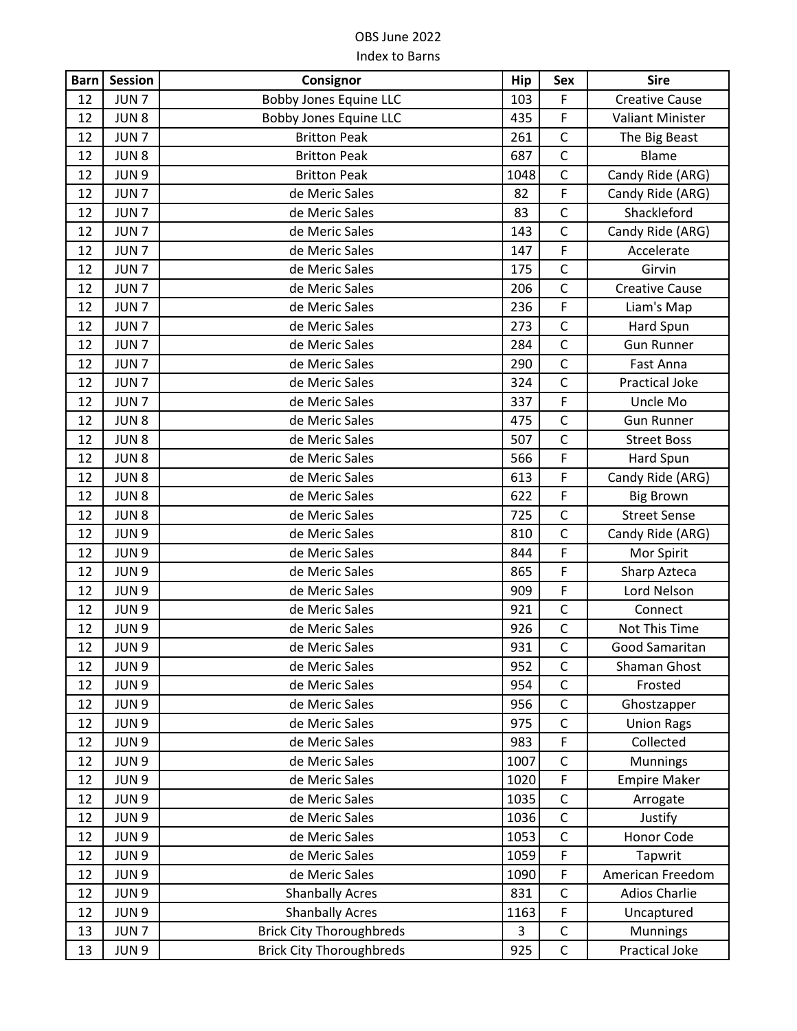OBS June 2022

Index to Barns

| Barn | Session | Consignor | Hip | Sex | Sire |
|---|---|---|---|---|---|
| 12 | JUN 7 | Bobby Jones Equine LLC | 103 | F | Creative Cause |
| 12 | JUN 8 | Bobby Jones Equine LLC | 435 | F | Valiant Minister |
| 12 | JUN 7 | Britton Peak | 261 | C | The Big Beast |
| 12 | JUN 8 | Britton Peak | 687 | C | Blame |
| 12 | JUN 9 | Britton Peak | 1048 | C | Candy Ride (ARG) |
| 12 | JUN 7 | de Meric Sales | 82 | F | Candy Ride (ARG) |
| 12 | JUN 7 | de Meric Sales | 83 | C | Shackleford |
| 12 | JUN 7 | de Meric Sales | 143 | C | Candy Ride (ARG) |
| 12 | JUN 7 | de Meric Sales | 147 | F | Accelerate |
| 12 | JUN 7 | de Meric Sales | 175 | C | Girvin |
| 12 | JUN 7 | de Meric Sales | 206 | C | Creative Cause |
| 12 | JUN 7 | de Meric Sales | 236 | F | Liam's Map |
| 12 | JUN 7 | de Meric Sales | 273 | C | Hard Spun |
| 12 | JUN 7 | de Meric Sales | 284 | C | Gun Runner |
| 12 | JUN 7 | de Meric Sales | 290 | C | Fast Anna |
| 12 | JUN 7 | de Meric Sales | 324 | C | Practical Joke |
| 12 | JUN 7 | de Meric Sales | 337 | F | Uncle Mo |
| 12 | JUN 8 | de Meric Sales | 475 | C | Gun Runner |
| 12 | JUN 8 | de Meric Sales | 507 | C | Street Boss |
| 12 | JUN 8 | de Meric Sales | 566 | F | Hard Spun |
| 12 | JUN 8 | de Meric Sales | 613 | F | Candy Ride (ARG) |
| 12 | JUN 8 | de Meric Sales | 622 | F | Big Brown |
| 12 | JUN 8 | de Meric Sales | 725 | C | Street Sense |
| 12 | JUN 9 | de Meric Sales | 810 | C | Candy Ride (ARG) |
| 12 | JUN 9 | de Meric Sales | 844 | F | Mor Spirit |
| 12 | JUN 9 | de Meric Sales | 865 | F | Sharp Azteca |
| 12 | JUN 9 | de Meric Sales | 909 | F | Lord Nelson |
| 12 | JUN 9 | de Meric Sales | 921 | C | Connect |
| 12 | JUN 9 | de Meric Sales | 926 | C | Not This Time |
| 12 | JUN 9 | de Meric Sales | 931 | C | Good Samaritan |
| 12 | JUN 9 | de Meric Sales | 952 | C | Shaman Ghost |
| 12 | JUN 9 | de Meric Sales | 954 | C | Frosted |
| 12 | JUN 9 | de Meric Sales | 956 | C | Ghostzapper |
| 12 | JUN 9 | de Meric Sales | 975 | C | Union Rags |
| 12 | JUN 9 | de Meric Sales | 983 | F | Collected |
| 12 | JUN 9 | de Meric Sales | 1007 | C | Munnings |
| 12 | JUN 9 | de Meric Sales | 1020 | F | Empire Maker |
| 12 | JUN 9 | de Meric Sales | 1035 | C | Arrogate |
| 12 | JUN 9 | de Meric Sales | 1036 | C | Justify |
| 12 | JUN 9 | de Meric Sales | 1053 | C | Honor Code |
| 12 | JUN 9 | de Meric Sales | 1059 | F | Tapwrit |
| 12 | JUN 9 | de Meric Sales | 1090 | F | American Freedom |
| 12 | JUN 9 | Shanbally Acres | 831 | C | Adios Charlie |
| 12 | JUN 9 | Shanbally Acres | 1163 | F | Uncaptured |
| 13 | JUN 7 | Brick City Thoroughbreds | 3 | C | Munnings |
| 13 | JUN 9 | Brick City Thoroughbreds | 925 | C | Practical Joke |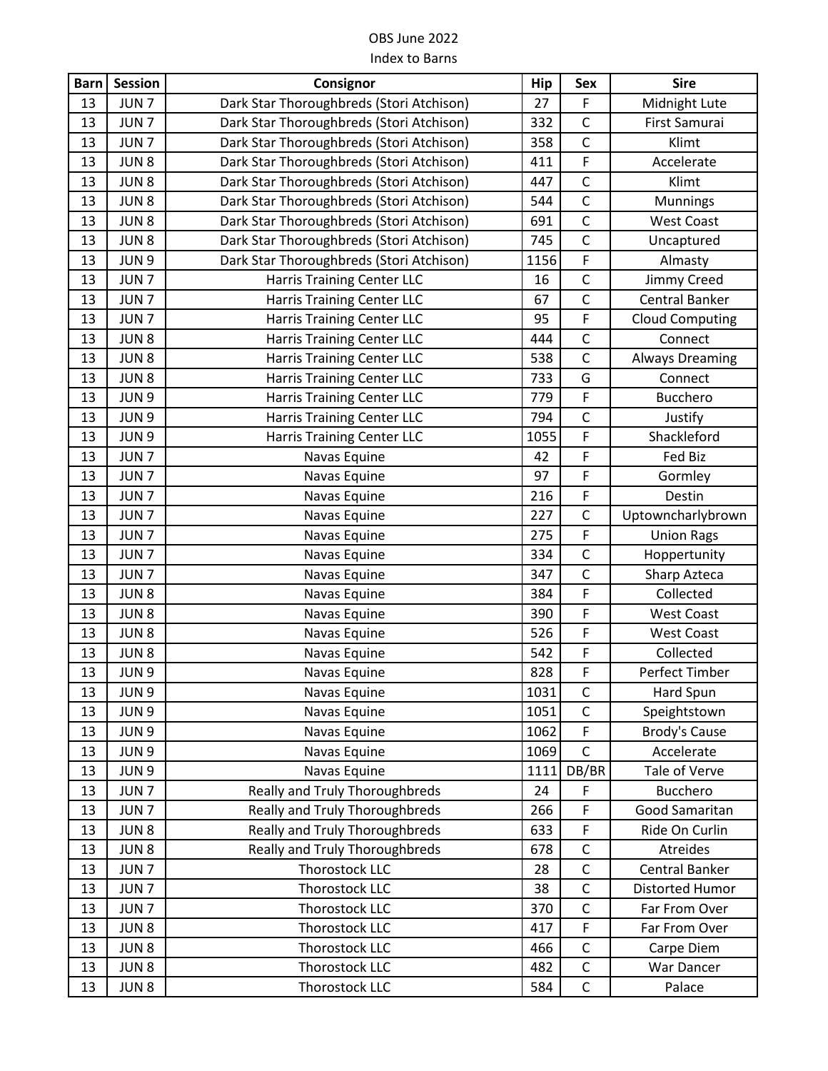OBS June 2022

Index to Barns

| Barn | Session | Consignor | Hip | Sex | Sire |
|---|---|---|---|---|---|
| 13 | JUN 7 | Dark Star Thoroughbreds (Stori Atchison) | 27 | F | Midnight Lute |
| 13 | JUN 7 | Dark Star Thoroughbreds (Stori Atchison) | 332 | C | First Samurai |
| 13 | JUN 7 | Dark Star Thoroughbreds (Stori Atchison) | 358 | C | Klimt |
| 13 | JUN 8 | Dark Star Thoroughbreds (Stori Atchison) | 411 | F | Accelerate |
| 13 | JUN 8 | Dark Star Thoroughbreds (Stori Atchison) | 447 | C | Klimt |
| 13 | JUN 8 | Dark Star Thoroughbreds (Stori Atchison) | 544 | C | Munnings |
| 13 | JUN 8 | Dark Star Thoroughbreds (Stori Atchison) | 691 | C | West Coast |
| 13 | JUN 8 | Dark Star Thoroughbreds (Stori Atchison) | 745 | C | Uncaptured |
| 13 | JUN 9 | Dark Star Thoroughbreds (Stori Atchison) | 1156 | F | Almasty |
| 13 | JUN 7 | Harris Training Center LLC | 16 | C | Jimmy Creed |
| 13 | JUN 7 | Harris Training Center LLC | 67 | C | Central Banker |
| 13 | JUN 7 | Harris Training Center LLC | 95 | F | Cloud Computing |
| 13 | JUN 8 | Harris Training Center LLC | 444 | C | Connect |
| 13 | JUN 8 | Harris Training Center LLC | 538 | C | Always Dreaming |
| 13 | JUN 8 | Harris Training Center LLC | 733 | G | Connect |
| 13 | JUN 9 | Harris Training Center LLC | 779 | F | Bucchero |
| 13 | JUN 9 | Harris Training Center LLC | 794 | C | Justify |
| 13 | JUN 9 | Harris Training Center LLC | 1055 | F | Shackleford |
| 13 | JUN 7 | Navas Equine | 42 | F | Fed Biz |
| 13 | JUN 7 | Navas Equine | 97 | F | Gormley |
| 13 | JUN 7 | Navas Equine | 216 | F | Destin |
| 13 | JUN 7 | Navas Equine | 227 | C | Uptowncharlybrown |
| 13 | JUN 7 | Navas Equine | 275 | F | Union Rags |
| 13 | JUN 7 | Navas Equine | 334 | C | Hoppertunity |
| 13 | JUN 7 | Navas Equine | 347 | C | Sharp Azteca |
| 13 | JUN 8 | Navas Equine | 384 | F | Collected |
| 13 | JUN 8 | Navas Equine | 390 | F | West Coast |
| 13 | JUN 8 | Navas Equine | 526 | F | West Coast |
| 13 | JUN 8 | Navas Equine | 542 | F | Collected |
| 13 | JUN 9 | Navas Equine | 828 | F | Perfect Timber |
| 13 | JUN 9 | Navas Equine | 1031 | C | Hard Spun |
| 13 | JUN 9 | Navas Equine | 1051 | C | Speightstown |
| 13 | JUN 9 | Navas Equine | 1062 | F | Brody's Cause |
| 13 | JUN 9 | Navas Equine | 1069 | C | Accelerate |
| 13 | JUN 9 | Navas Equine | 1111 | DB/BR | Tale of Verve |
| 13 | JUN 7 | Really and Truly Thoroughbreds | 24 | F | Bucchero |
| 13 | JUN 7 | Really and Truly Thoroughbreds | 266 | F | Good Samaritan |
| 13 | JUN 8 | Really and Truly Thoroughbreds | 633 | F | Ride On Curlin |
| 13 | JUN 8 | Really and Truly Thoroughbreds | 678 | C | Atreides |
| 13 | JUN 7 | Thorostock LLC | 28 | C | Central Banker |
| 13 | JUN 7 | Thorostock LLC | 38 | C | Distorted Humor |
| 13 | JUN 7 | Thorostock LLC | 370 | C | Far From Over |
| 13 | JUN 8 | Thorostock LLC | 417 | F | Far From Over |
| 13 | JUN 8 | Thorostock LLC | 466 | C | Carpe Diem |
| 13 | JUN 8 | Thorostock LLC | 482 | C | War Dancer |
| 13 | JUN 8 | Thorostock LLC | 584 | C | Palace |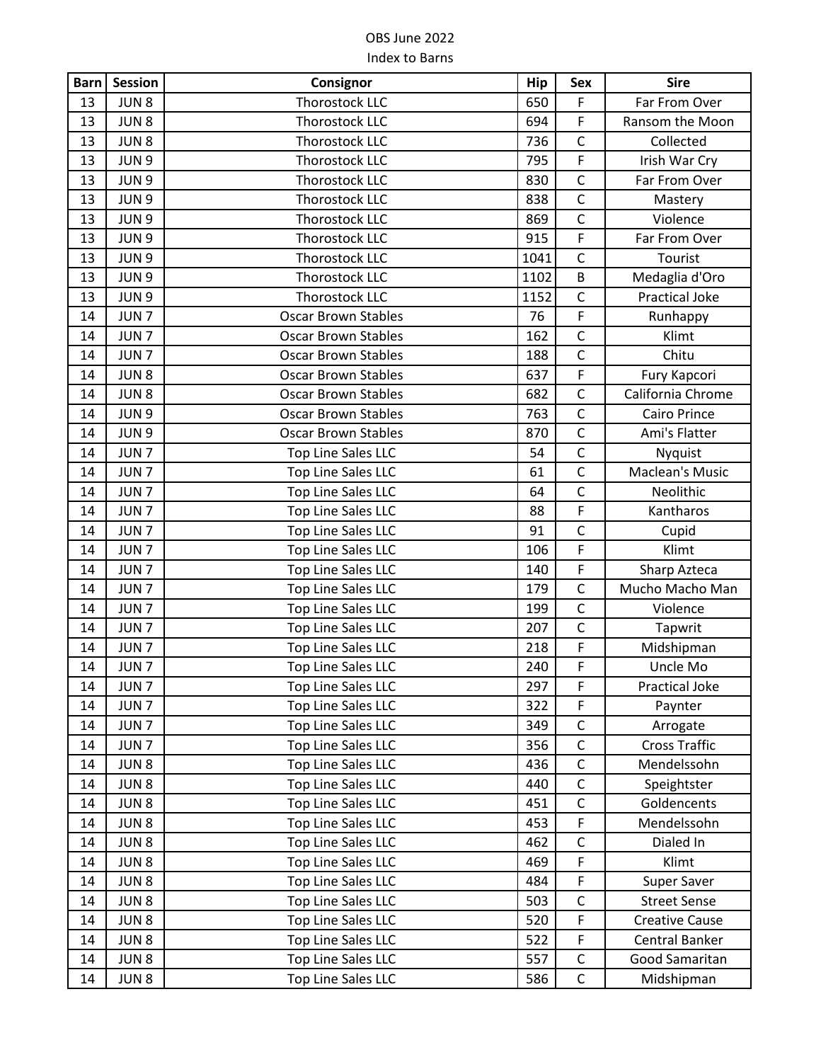OBS June 2022

Index to Barns

| Barn | Session | Consignor | Hip | Sex | Sire |
|---|---|---|---|---|---|
| 13 | JUN 8 | Thorostock LLC | 650 | F | Far From Over |
| 13 | JUN 8 | Thorostock LLC | 694 | F | Ransom the Moon |
| 13 | JUN 8 | Thorostock LLC | 736 | C | Collected |
| 13 | JUN 9 | Thorostock LLC | 795 | F | Irish War Cry |
| 13 | JUN 9 | Thorostock LLC | 830 | C | Far From Over |
| 13 | JUN 9 | Thorostock LLC | 838 | C | Mastery |
| 13 | JUN 9 | Thorostock LLC | 869 | C | Violence |
| 13 | JUN 9 | Thorostock LLC | 915 | F | Far From Over |
| 13 | JUN 9 | Thorostock LLC | 1041 | C | Tourist |
| 13 | JUN 9 | Thorostock LLC | 1102 | B | Medaglia d'Oro |
| 13 | JUN 9 | Thorostock LLC | 1152 | C | Practical Joke |
| 14 | JUN 7 | Oscar Brown Stables | 76 | F | Runhappy |
| 14 | JUN 7 | Oscar Brown Stables | 162 | C | Klimt |
| 14 | JUN 7 | Oscar Brown Stables | 188 | C | Chitu |
| 14 | JUN 8 | Oscar Brown Stables | 637 | F | Fury Kapcori |
| 14 | JUN 8 | Oscar Brown Stables | 682 | C | California Chrome |
| 14 | JUN 9 | Oscar Brown Stables | 763 | C | Cairo Prince |
| 14 | JUN 9 | Oscar Brown Stables | 870 | C | Ami's Flatter |
| 14 | JUN 7 | Top Line Sales LLC | 54 | C | Nyquist |
| 14 | JUN 7 | Top Line Sales LLC | 61 | C | Maclean's Music |
| 14 | JUN 7 | Top Line Sales LLC | 64 | C | Neolithic |
| 14 | JUN 7 | Top Line Sales LLC | 88 | F | Kantharos |
| 14 | JUN 7 | Top Line Sales LLC | 91 | C | Cupid |
| 14 | JUN 7 | Top Line Sales LLC | 106 | F | Klimt |
| 14 | JUN 7 | Top Line Sales LLC | 140 | F | Sharp Azteca |
| 14 | JUN 7 | Top Line Sales LLC | 179 | C | Mucho Macho Man |
| 14 | JUN 7 | Top Line Sales LLC | 199 | C | Violence |
| 14 | JUN 7 | Top Line Sales LLC | 207 | C | Tapwrit |
| 14 | JUN 7 | Top Line Sales LLC | 218 | F | Midshipman |
| 14 | JUN 7 | Top Line Sales LLC | 240 | F | Uncle Mo |
| 14 | JUN 7 | Top Line Sales LLC | 297 | F | Practical Joke |
| 14 | JUN 7 | Top Line Sales LLC | 322 | F | Paynter |
| 14 | JUN 7 | Top Line Sales LLC | 349 | C | Arrogate |
| 14 | JUN 7 | Top Line Sales LLC | 356 | C | Cross Traffic |
| 14 | JUN 8 | Top Line Sales LLC | 436 | C | Mendelssohn |
| 14 | JUN 8 | Top Line Sales LLC | 440 | C | Speightster |
| 14 | JUN 8 | Top Line Sales LLC | 451 | C | Goldencents |
| 14 | JUN 8 | Top Line Sales LLC | 453 | F | Mendelssohn |
| 14 | JUN 8 | Top Line Sales LLC | 462 | C | Dialed In |
| 14 | JUN 8 | Top Line Sales LLC | 469 | F | Klimt |
| 14 | JUN 8 | Top Line Sales LLC | 484 | F | Super Saver |
| 14 | JUN 8 | Top Line Sales LLC | 503 | C | Street Sense |
| 14 | JUN 8 | Top Line Sales LLC | 520 | F | Creative Cause |
| 14 | JUN 8 | Top Line Sales LLC | 522 | F | Central Banker |
| 14 | JUN 8 | Top Line Sales LLC | 557 | C | Good Samaritan |
| 14 | JUN 8 | Top Line Sales LLC | 586 | C | Midshipman |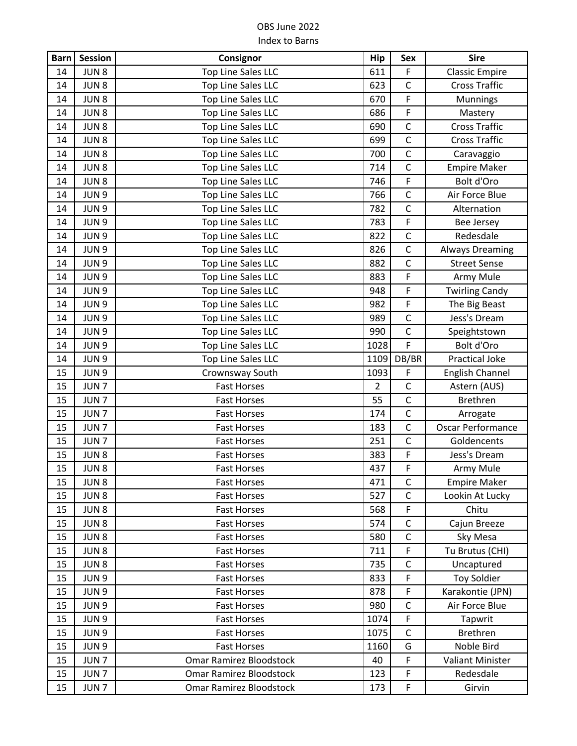OBS June 2022

Index to Barns

| Barn | Session | Consignor | Hip | Sex | Sire |
|---|---|---|---|---|---|
| 14 | JUN 8 | Top Line Sales LLC | 611 | F | Classic Empire |
| 14 | JUN 8 | Top Line Sales LLC | 623 | C | Cross Traffic |
| 14 | JUN 8 | Top Line Sales LLC | 670 | F | Munnings |
| 14 | JUN 8 | Top Line Sales LLC | 686 | F | Mastery |
| 14 | JUN 8 | Top Line Sales LLC | 690 | C | Cross Traffic |
| 14 | JUN 8 | Top Line Sales LLC | 699 | C | Cross Traffic |
| 14 | JUN 8 | Top Line Sales LLC | 700 | C | Caravaggio |
| 14 | JUN 8 | Top Line Sales LLC | 714 | C | Empire Maker |
| 14 | JUN 8 | Top Line Sales LLC | 746 | F | Bolt d'Oro |
| 14 | JUN 9 | Top Line Sales LLC | 766 | C | Air Force Blue |
| 14 | JUN 9 | Top Line Sales LLC | 782 | C | Alternation |
| 14 | JUN 9 | Top Line Sales LLC | 783 | F | Bee Jersey |
| 14 | JUN 9 | Top Line Sales LLC | 822 | C | Redesdale |
| 14 | JUN 9 | Top Line Sales LLC | 826 | C | Always Dreaming |
| 14 | JUN 9 | Top Line Sales LLC | 882 | C | Street Sense |
| 14 | JUN 9 | Top Line Sales LLC | 883 | F | Army Mule |
| 14 | JUN 9 | Top Line Sales LLC | 948 | F | Twirling Candy |
| 14 | JUN 9 | Top Line Sales LLC | 982 | F | The Big Beast |
| 14 | JUN 9 | Top Line Sales LLC | 989 | C | Jess's Dream |
| 14 | JUN 9 | Top Line Sales LLC | 990 | C | Speightstown |
| 14 | JUN 9 | Top Line Sales LLC | 1028 | F | Bolt d'Oro |
| 14 | JUN 9 | Top Line Sales LLC | 1109 | DB/BR | Practical Joke |
| 15 | JUN 9 | Crownsway South | 1093 | F | English Channel |
| 15 | JUN 7 | Fast Horses | 2 | C | Astern (AUS) |
| 15 | JUN 7 | Fast Horses | 55 | C | Brethren |
| 15 | JUN 7 | Fast Horses | 174 | C | Arrogate |
| 15 | JUN 7 | Fast Horses | 183 | C | Oscar Performance |
| 15 | JUN 7 | Fast Horses | 251 | C | Goldencents |
| 15 | JUN 8 | Fast Horses | 383 | F | Jess's Dream |
| 15 | JUN 8 | Fast Horses | 437 | F | Army Mule |
| 15 | JUN 8 | Fast Horses | 471 | C | Empire Maker |
| 15 | JUN 8 | Fast Horses | 527 | C | Lookin At Lucky |
| 15 | JUN 8 | Fast Horses | 568 | F | Chitu |
| 15 | JUN 8 | Fast Horses | 574 | C | Cajun Breeze |
| 15 | JUN 8 | Fast Horses | 580 | C | Sky Mesa |
| 15 | JUN 8 | Fast Horses | 711 | F | Tu Brutus (CHI) |
| 15 | JUN 8 | Fast Horses | 735 | C | Uncaptured |
| 15 | JUN 9 | Fast Horses | 833 | F | Toy Soldier |
| 15 | JUN 9 | Fast Horses | 878 | F | Karakontie (JPN) |
| 15 | JUN 9 | Fast Horses | 980 | C | Air Force Blue |
| 15 | JUN 9 | Fast Horses | 1074 | F | Tapwrit |
| 15 | JUN 9 | Fast Horses | 1075 | C | Brethren |
| 15 | JUN 9 | Fast Horses | 1160 | G | Noble Bird |
| 15 | JUN 7 | Omar Ramirez Bloodstock | 40 | F | Valiant Minister |
| 15 | JUN 7 | Omar Ramirez Bloodstock | 123 | F | Redesdale |
| 15 | JUN 7 | Omar Ramirez Bloodstock | 173 | F | Girvin |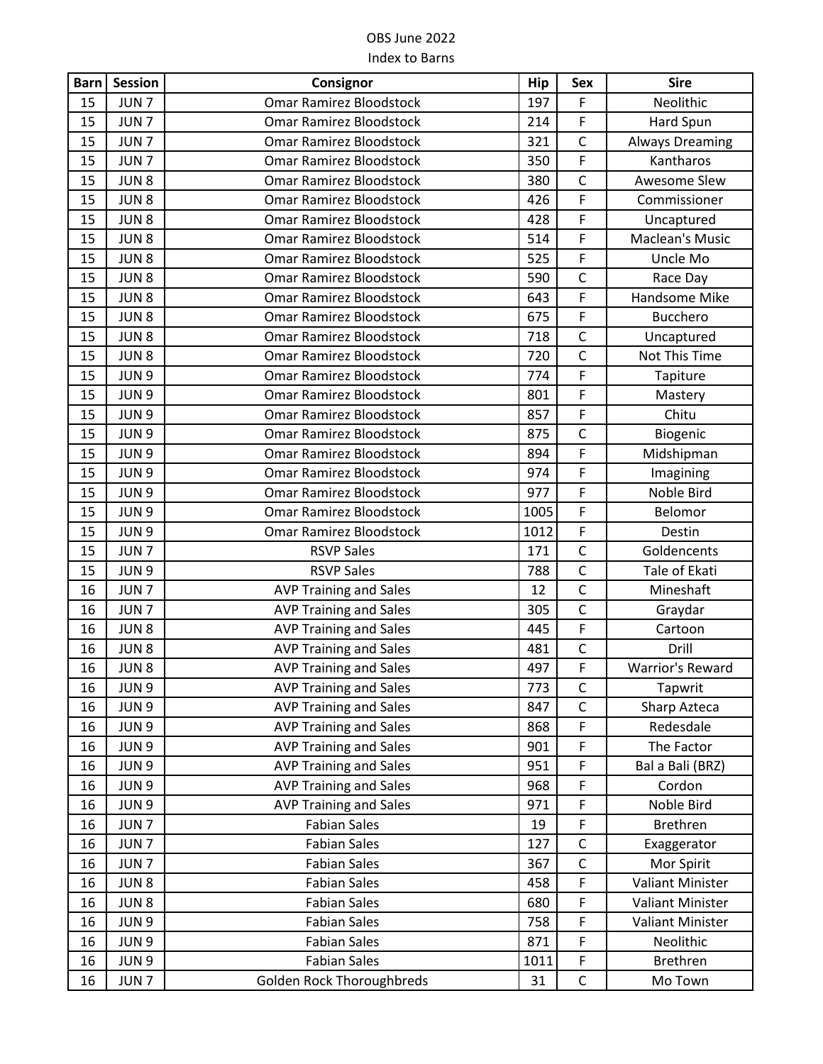OBS June 2022

Index to Barns

| Barn | Session | Consignor | Hip | Sex | Sire |
|---|---|---|---|---|---|
| 15 | JUN 7 | Omar Ramirez Bloodstock | 197 | F | Neolithic |
| 15 | JUN 7 | Omar Ramirez Bloodstock | 214 | F | Hard Spun |
| 15 | JUN 7 | Omar Ramirez Bloodstock | 321 | C | Always Dreaming |
| 15 | JUN 7 | Omar Ramirez Bloodstock | 350 | F | Kantharos |
| 15 | JUN 8 | Omar Ramirez Bloodstock | 380 | C | Awesome Slew |
| 15 | JUN 8 | Omar Ramirez Bloodstock | 426 | F | Commissioner |
| 15 | JUN 8 | Omar Ramirez Bloodstock | 428 | F | Uncaptured |
| 15 | JUN 8 | Omar Ramirez Bloodstock | 514 | F | Maclean's Music |
| 15 | JUN 8 | Omar Ramirez Bloodstock | 525 | F | Uncle Mo |
| 15 | JUN 8 | Omar Ramirez Bloodstock | 590 | C | Race Day |
| 15 | JUN 8 | Omar Ramirez Bloodstock | 643 | F | Handsome Mike |
| 15 | JUN 8 | Omar Ramirez Bloodstock | 675 | F | Bucchero |
| 15 | JUN 8 | Omar Ramirez Bloodstock | 718 | C | Uncaptured |
| 15 | JUN 8 | Omar Ramirez Bloodstock | 720 | C | Not This Time |
| 15 | JUN 9 | Omar Ramirez Bloodstock | 774 | F | Tapiture |
| 15 | JUN 9 | Omar Ramirez Bloodstock | 801 | F | Mastery |
| 15 | JUN 9 | Omar Ramirez Bloodstock | 857 | F | Chitu |
| 15 | JUN 9 | Omar Ramirez Bloodstock | 875 | C | Biogenic |
| 15 | JUN 9 | Omar Ramirez Bloodstock | 894 | F | Midshipman |
| 15 | JUN 9 | Omar Ramirez Bloodstock | 974 | F | Imagining |
| 15 | JUN 9 | Omar Ramirez Bloodstock | 977 | F | Noble Bird |
| 15 | JUN 9 | Omar Ramirez Bloodstock | 1005 | F | Belomor |
| 15 | JUN 9 | Omar Ramirez Bloodstock | 1012 | F | Destin |
| 15 | JUN 7 | RSVP Sales | 171 | C | Goldencents |
| 15 | JUN 9 | RSVP Sales | 788 | C | Tale of Ekati |
| 16 | JUN 7 | AVP Training and Sales | 12 | C | Mineshaft |
| 16 | JUN 7 | AVP Training and Sales | 305 | C | Graydar |
| 16 | JUN 8 | AVP Training and Sales | 445 | F | Cartoon |
| 16 | JUN 8 | AVP Training and Sales | 481 | C | Drill |
| 16 | JUN 8 | AVP Training and Sales | 497 | F | Warrior's Reward |
| 16 | JUN 9 | AVP Training and Sales | 773 | C | Tapwrit |
| 16 | JUN 9 | AVP Training and Sales | 847 | C | Sharp Azteca |
| 16 | JUN 9 | AVP Training and Sales | 868 | F | Redesdale |
| 16 | JUN 9 | AVP Training and Sales | 901 | F | The Factor |
| 16 | JUN 9 | AVP Training and Sales | 951 | F | Bal a Bali (BRZ) |
| 16 | JUN 9 | AVP Training and Sales | 968 | F | Cordon |
| 16 | JUN 9 | AVP Training and Sales | 971 | F | Noble Bird |
| 16 | JUN 7 | Fabian Sales | 19 | F | Brethren |
| 16 | JUN 7 | Fabian Sales | 127 | C | Exaggerator |
| 16 | JUN 7 | Fabian Sales | 367 | C | Mor Spirit |
| 16 | JUN 8 | Fabian Sales | 458 | F | Valiant Minister |
| 16 | JUN 8 | Fabian Sales | 680 | F | Valiant Minister |
| 16 | JUN 9 | Fabian Sales | 758 | F | Valiant Minister |
| 16 | JUN 9 | Fabian Sales | 871 | F | Neolithic |
| 16 | JUN 9 | Fabian Sales | 1011 | F | Brethren |
| 16 | JUN 7 | Golden Rock Thoroughbreds | 31 | C | Mo Town |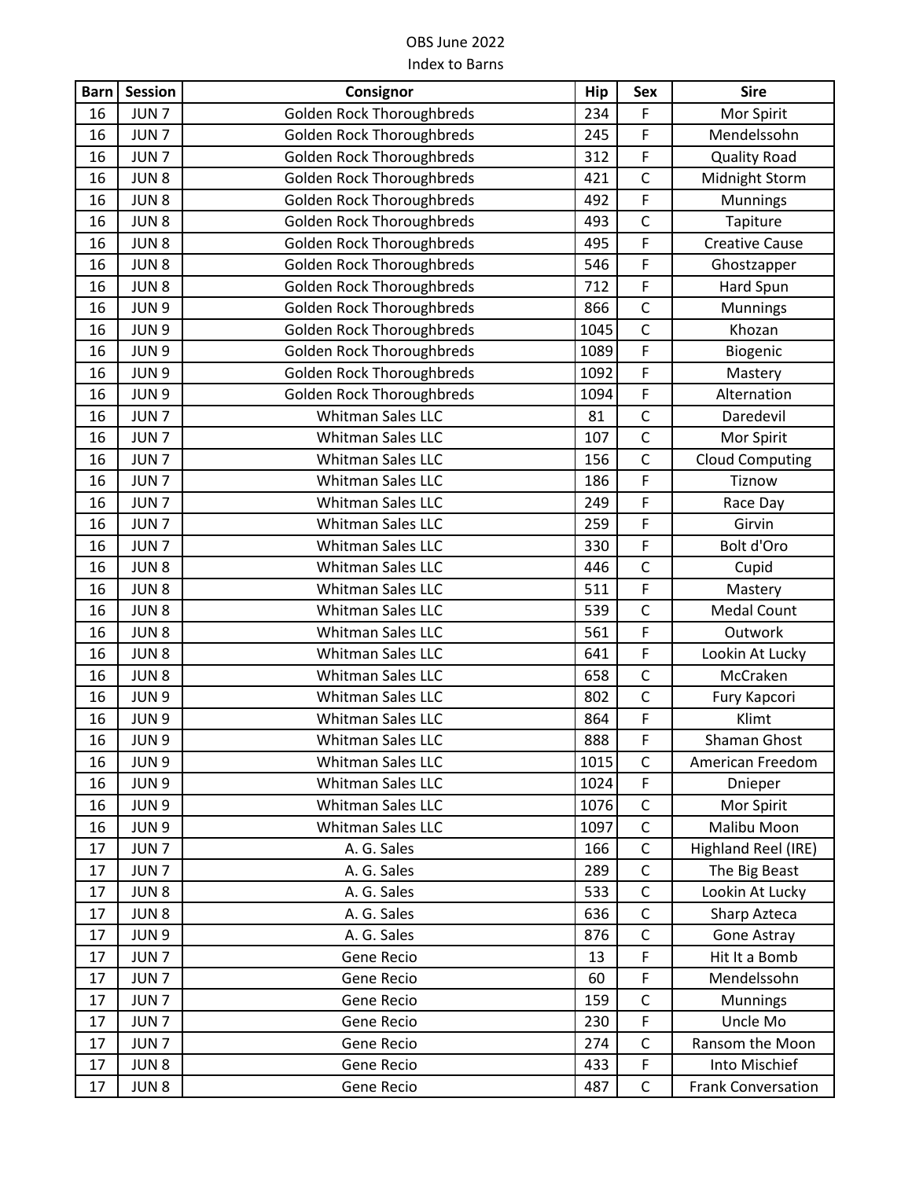OBS June 2022

Index to Barns

| Barn | Session | Consignor | Hip | Sex | Sire |
|---|---|---|---|---|---|
| 16 | JUN 7 | Golden Rock Thoroughbreds | 234 | F | Mor Spirit |
| 16 | JUN 7 | Golden Rock Thoroughbreds | 245 | F | Mendelssohn |
| 16 | JUN 7 | Golden Rock Thoroughbreds | 312 | F | Quality Road |
| 16 | JUN 8 | Golden Rock Thoroughbreds | 421 | C | Midnight Storm |
| 16 | JUN 8 | Golden Rock Thoroughbreds | 492 | F | Munnings |
| 16 | JUN 8 | Golden Rock Thoroughbreds | 493 | C | Tapiture |
| 16 | JUN 8 | Golden Rock Thoroughbreds | 495 | F | Creative Cause |
| 16 | JUN 8 | Golden Rock Thoroughbreds | 546 | F | Ghostzapper |
| 16 | JUN 8 | Golden Rock Thoroughbreds | 712 | F | Hard Spun |
| 16 | JUN 9 | Golden Rock Thoroughbreds | 866 | C | Munnings |
| 16 | JUN 9 | Golden Rock Thoroughbreds | 1045 | C | Khozan |
| 16 | JUN 9 | Golden Rock Thoroughbreds | 1089 | F | Biogenic |
| 16 | JUN 9 | Golden Rock Thoroughbreds | 1092 | F | Mastery |
| 16 | JUN 9 | Golden Rock Thoroughbreds | 1094 | F | Alternation |
| 16 | JUN 7 | Whitman Sales LLC | 81 | C | Daredevil |
| 16 | JUN 7 | Whitman Sales LLC | 107 | C | Mor Spirit |
| 16 | JUN 7 | Whitman Sales LLC | 156 | C | Cloud Computing |
| 16 | JUN 7 | Whitman Sales LLC | 186 | F | Tiznow |
| 16 | JUN 7 | Whitman Sales LLC | 249 | F | Race Day |
| 16 | JUN 7 | Whitman Sales LLC | 259 | F | Girvin |
| 16 | JUN 7 | Whitman Sales LLC | 330 | F | Bolt d'Oro |
| 16 | JUN 8 | Whitman Sales LLC | 446 | C | Cupid |
| 16 | JUN 8 | Whitman Sales LLC | 511 | F | Mastery |
| 16 | JUN 8 | Whitman Sales LLC | 539 | C | Medal Count |
| 16 | JUN 8 | Whitman Sales LLC | 561 | F | Outwork |
| 16 | JUN 8 | Whitman Sales LLC | 641 | F | Lookin At Lucky |
| 16 | JUN 8 | Whitman Sales LLC | 658 | C | McCraken |
| 16 | JUN 9 | Whitman Sales LLC | 802 | C | Fury Kapcori |
| 16 | JUN 9 | Whitman Sales LLC | 864 | F | Klimt |
| 16 | JUN 9 | Whitman Sales LLC | 888 | F | Shaman Ghost |
| 16 | JUN 9 | Whitman Sales LLC | 1015 | C | American Freedom |
| 16 | JUN 9 | Whitman Sales LLC | 1024 | F | Dnieper |
| 16 | JUN 9 | Whitman Sales LLC | 1076 | C | Mor Spirit |
| 16 | JUN 9 | Whitman Sales LLC | 1097 | C | Malibu Moon |
| 17 | JUN 7 | A. G. Sales | 166 | C | Highland Reel (IRE) |
| 17 | JUN 7 | A. G. Sales | 289 | C | The Big Beast |
| 17 | JUN 8 | A. G. Sales | 533 | C | Lookin At Lucky |
| 17 | JUN 8 | A. G. Sales | 636 | C | Sharp Azteca |
| 17 | JUN 9 | A. G. Sales | 876 | C | Gone Astray |
| 17 | JUN 7 | Gene Recio | 13 | F | Hit It a Bomb |
| 17 | JUN 7 | Gene Recio | 60 | F | Mendelssohn |
| 17 | JUN 7 | Gene Recio | 159 | C | Munnings |
| 17 | JUN 7 | Gene Recio | 230 | F | Uncle Mo |
| 17 | JUN 7 | Gene Recio | 274 | C | Ransom the Moon |
| 17 | JUN 8 | Gene Recio | 433 | F | Into Mischief |
| 17 | JUN 8 | Gene Recio | 487 | C | Frank Conversation |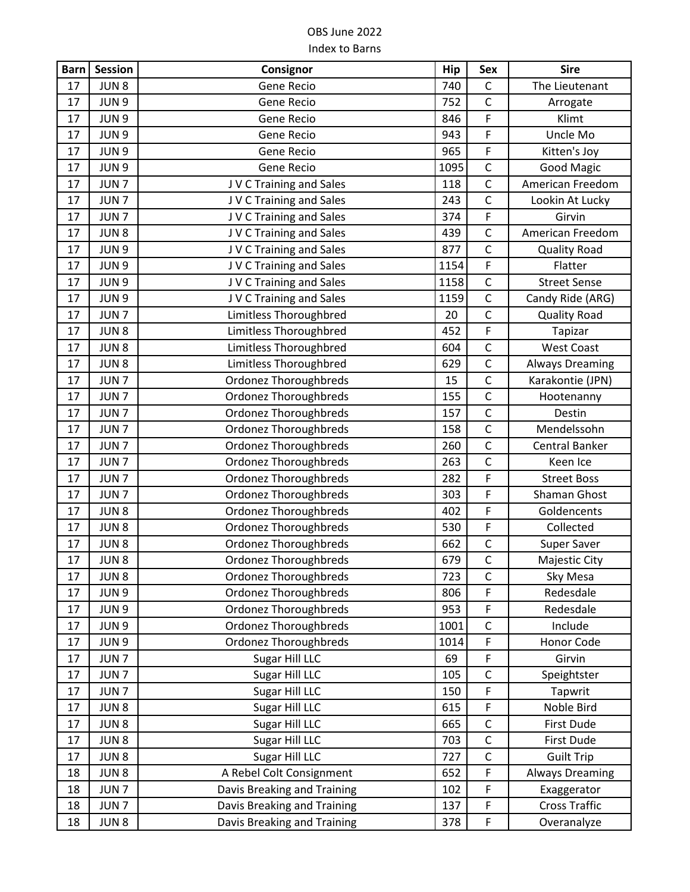OBS June 2022

Index to Barns

| Barn | Session | Consignor | Hip | Sex | Sire |
|---|---|---|---|---|---|
| 17 | JUN 8 | Gene Recio | 740 | C | The Lieutenant |
| 17 | JUN 9 | Gene Recio | 752 | C | Arrogate |
| 17 | JUN 9 | Gene Recio | 846 | F | Klimt |
| 17 | JUN 9 | Gene Recio | 943 | F | Uncle Mo |
| 17 | JUN 9 | Gene Recio | 965 | F | Kitten's Joy |
| 17 | JUN 9 | Gene Recio | 1095 | C | Good Magic |
| 17 | JUN 7 | J V C Training and Sales | 118 | C | American Freedom |
| 17 | JUN 7 | J V C Training and Sales | 243 | C | Lookin At Lucky |
| 17 | JUN 7 | J V C Training and Sales | 374 | F | Girvin |
| 17 | JUN 8 | J V C Training and Sales | 439 | C | American Freedom |
| 17 | JUN 9 | J V C Training and Sales | 877 | C | Quality Road |
| 17 | JUN 9 | J V C Training and Sales | 1154 | F | Flatter |
| 17 | JUN 9 | J V C Training and Sales | 1158 | C | Street Sense |
| 17 | JUN 9 | J V C Training and Sales | 1159 | C | Candy Ride (ARG) |
| 17 | JUN 7 | Limitless Thoroughbred | 20 | C | Quality Road |
| 17 | JUN 8 | Limitless Thoroughbred | 452 | F | Tapizar |
| 17 | JUN 8 | Limitless Thoroughbred | 604 | C | West Coast |
| 17 | JUN 8 | Limitless Thoroughbred | 629 | C | Always Dreaming |
| 17 | JUN 7 | Ordonez Thoroughbreds | 15 | C | Karakontie (JPN) |
| 17 | JUN 7 | Ordonez Thoroughbreds | 155 | C | Hootenanny |
| 17 | JUN 7 | Ordonez Thoroughbreds | 157 | C | Destin |
| 17 | JUN 7 | Ordonez Thoroughbreds | 158 | C | Mendelssohn |
| 17 | JUN 7 | Ordonez Thoroughbreds | 260 | C | Central Banker |
| 17 | JUN 7 | Ordonez Thoroughbreds | 263 | C | Keen Ice |
| 17 | JUN 7 | Ordonez Thoroughbreds | 282 | F | Street Boss |
| 17 | JUN 7 | Ordonez Thoroughbreds | 303 | F | Shaman Ghost |
| 17 | JUN 8 | Ordonez Thoroughbreds | 402 | F | Goldencents |
| 17 | JUN 8 | Ordonez Thoroughbreds | 530 | F | Collected |
| 17 | JUN 8 | Ordonez Thoroughbreds | 662 | C | Super Saver |
| 17 | JUN 8 | Ordonez Thoroughbreds | 679 | C | Majestic City |
| 17 | JUN 8 | Ordonez Thoroughbreds | 723 | C | Sky Mesa |
| 17 | JUN 9 | Ordonez Thoroughbreds | 806 | F | Redesdale |
| 17 | JUN 9 | Ordonez Thoroughbreds | 953 | F | Redesdale |
| 17 | JUN 9 | Ordonez Thoroughbreds | 1001 | C | Include |
| 17 | JUN 9 | Ordonez Thoroughbreds | 1014 | F | Honor Code |
| 17 | JUN 7 | Sugar Hill LLC | 69 | F | Girvin |
| 17 | JUN 7 | Sugar Hill LLC | 105 | C | Speightster |
| 17 | JUN 7 | Sugar Hill LLC | 150 | F | Tapwrit |
| 17 | JUN 8 | Sugar Hill LLC | 615 | F | Noble Bird |
| 17 | JUN 8 | Sugar Hill LLC | 665 | C | First Dude |
| 17 | JUN 8 | Sugar Hill LLC | 703 | C | First Dude |
| 17 | JUN 8 | Sugar Hill LLC | 727 | C | Guilt Trip |
| 18 | JUN 8 | A Rebel Colt Consignment | 652 | F | Always Dreaming |
| 18 | JUN 7 | Davis Breaking and Training | 102 | F | Exaggerator |
| 18 | JUN 7 | Davis Breaking and Training | 137 | F | Cross Traffic |
| 18 | JUN 8 | Davis Breaking and Training | 378 | F | Overanalyze |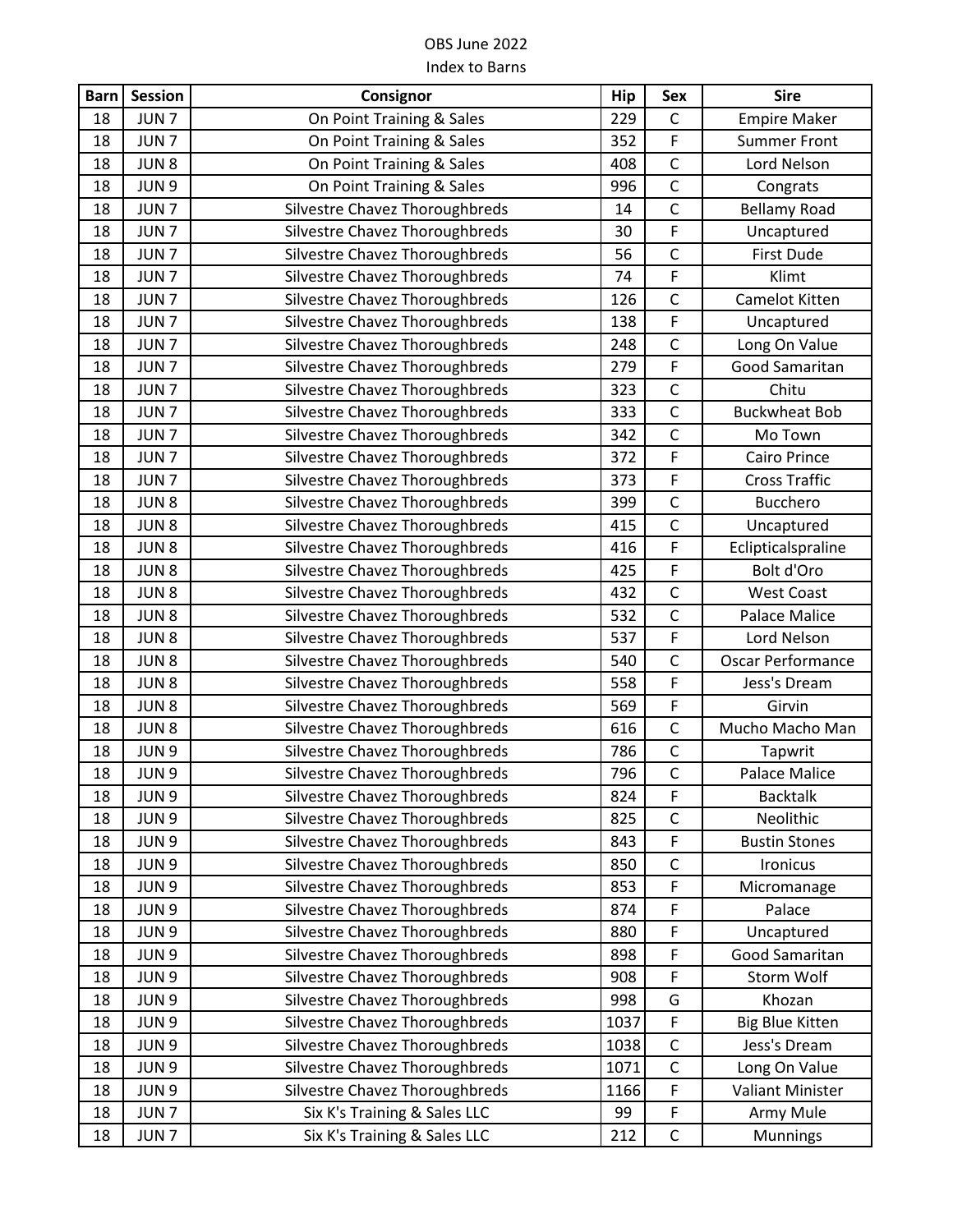OBS June 2022

Index to Barns

| Barn | Session | Consignor | Hip | Sex | Sire |
|---|---|---|---|---|---|
| 18 | JUN 7 | On Point Training & Sales | 229 | C | Empire Maker |
| 18 | JUN 7 | On Point Training & Sales | 352 | F | Summer Front |
| 18 | JUN 8 | On Point Training & Sales | 408 | C | Lord Nelson |
| 18 | JUN 9 | On Point Training & Sales | 996 | C | Congrats |
| 18 | JUN 7 | Silvestre Chavez Thoroughbreds | 14 | C | Bellamy Road |
| 18 | JUN 7 | Silvestre Chavez Thoroughbreds | 30 | F | Uncaptured |
| 18 | JUN 7 | Silvestre Chavez Thoroughbreds | 56 | C | First Dude |
| 18 | JUN 7 | Silvestre Chavez Thoroughbreds | 74 | F | Klimt |
| 18 | JUN 7 | Silvestre Chavez Thoroughbreds | 126 | C | Camelot Kitten |
| 18 | JUN 7 | Silvestre Chavez Thoroughbreds | 138 | F | Uncaptured |
| 18 | JUN 7 | Silvestre Chavez Thoroughbreds | 248 | C | Long On Value |
| 18 | JUN 7 | Silvestre Chavez Thoroughbreds | 279 | F | Good Samaritan |
| 18 | JUN 7 | Silvestre Chavez Thoroughbreds | 323 | C | Chitu |
| 18 | JUN 7 | Silvestre Chavez Thoroughbreds | 333 | C | Buckwheat Bob |
| 18 | JUN 7 | Silvestre Chavez Thoroughbreds | 342 | C | Mo Town |
| 18 | JUN 7 | Silvestre Chavez Thoroughbreds | 372 | F | Cairo Prince |
| 18 | JUN 7 | Silvestre Chavez Thoroughbreds | 373 | F | Cross Traffic |
| 18 | JUN 8 | Silvestre Chavez Thoroughbreds | 399 | C | Bucchero |
| 18 | JUN 8 | Silvestre Chavez Thoroughbreds | 415 | C | Uncaptured |
| 18 | JUN 8 | Silvestre Chavez Thoroughbreds | 416 | F | Eclipticalspraline |
| 18 | JUN 8 | Silvestre Chavez Thoroughbreds | 425 | F | Bolt d'Oro |
| 18 | JUN 8 | Silvestre Chavez Thoroughbreds | 432 | C | West Coast |
| 18 | JUN 8 | Silvestre Chavez Thoroughbreds | 532 | C | Palace Malice |
| 18 | JUN 8 | Silvestre Chavez Thoroughbreds | 537 | F | Lord Nelson |
| 18 | JUN 8 | Silvestre Chavez Thoroughbreds | 540 | C | Oscar Performance |
| 18 | JUN 8 | Silvestre Chavez Thoroughbreds | 558 | F | Jess's Dream |
| 18 | JUN 8 | Silvestre Chavez Thoroughbreds | 569 | F | Girvin |
| 18 | JUN 8 | Silvestre Chavez Thoroughbreds | 616 | C | Mucho Macho Man |
| 18 | JUN 9 | Silvestre Chavez Thoroughbreds | 786 | C | Tapwrit |
| 18 | JUN 9 | Silvestre Chavez Thoroughbreds | 796 | C | Palace Malice |
| 18 | JUN 9 | Silvestre Chavez Thoroughbreds | 824 | F | Backtalk |
| 18 | JUN 9 | Silvestre Chavez Thoroughbreds | 825 | C | Neolithic |
| 18 | JUN 9 | Silvestre Chavez Thoroughbreds | 843 | F | Bustin Stones |
| 18 | JUN 9 | Silvestre Chavez Thoroughbreds | 850 | C | Ironicus |
| 18 | JUN 9 | Silvestre Chavez Thoroughbreds | 853 | F | Micromanage |
| 18 | JUN 9 | Silvestre Chavez Thoroughbreds | 874 | F | Palace |
| 18 | JUN 9 | Silvestre Chavez Thoroughbreds | 880 | F | Uncaptured |
| 18 | JUN 9 | Silvestre Chavez Thoroughbreds | 898 | F | Good Samaritan |
| 18 | JUN 9 | Silvestre Chavez Thoroughbreds | 908 | F | Storm Wolf |
| 18 | JUN 9 | Silvestre Chavez Thoroughbreds | 998 | G | Khozan |
| 18 | JUN 9 | Silvestre Chavez Thoroughbreds | 1037 | F | Big Blue Kitten |
| 18 | JUN 9 | Silvestre Chavez Thoroughbreds | 1038 | C | Jess's Dream |
| 18 | JUN 9 | Silvestre Chavez Thoroughbreds | 1071 | C | Long On Value |
| 18 | JUN 9 | Silvestre Chavez Thoroughbreds | 1166 | F | Valiant Minister |
| 18 | JUN 7 | Six K's Training & Sales LLC | 99 | F | Army Mule |
| 18 | JUN 7 | Six K's Training & Sales LLC | 212 | C | Munnings |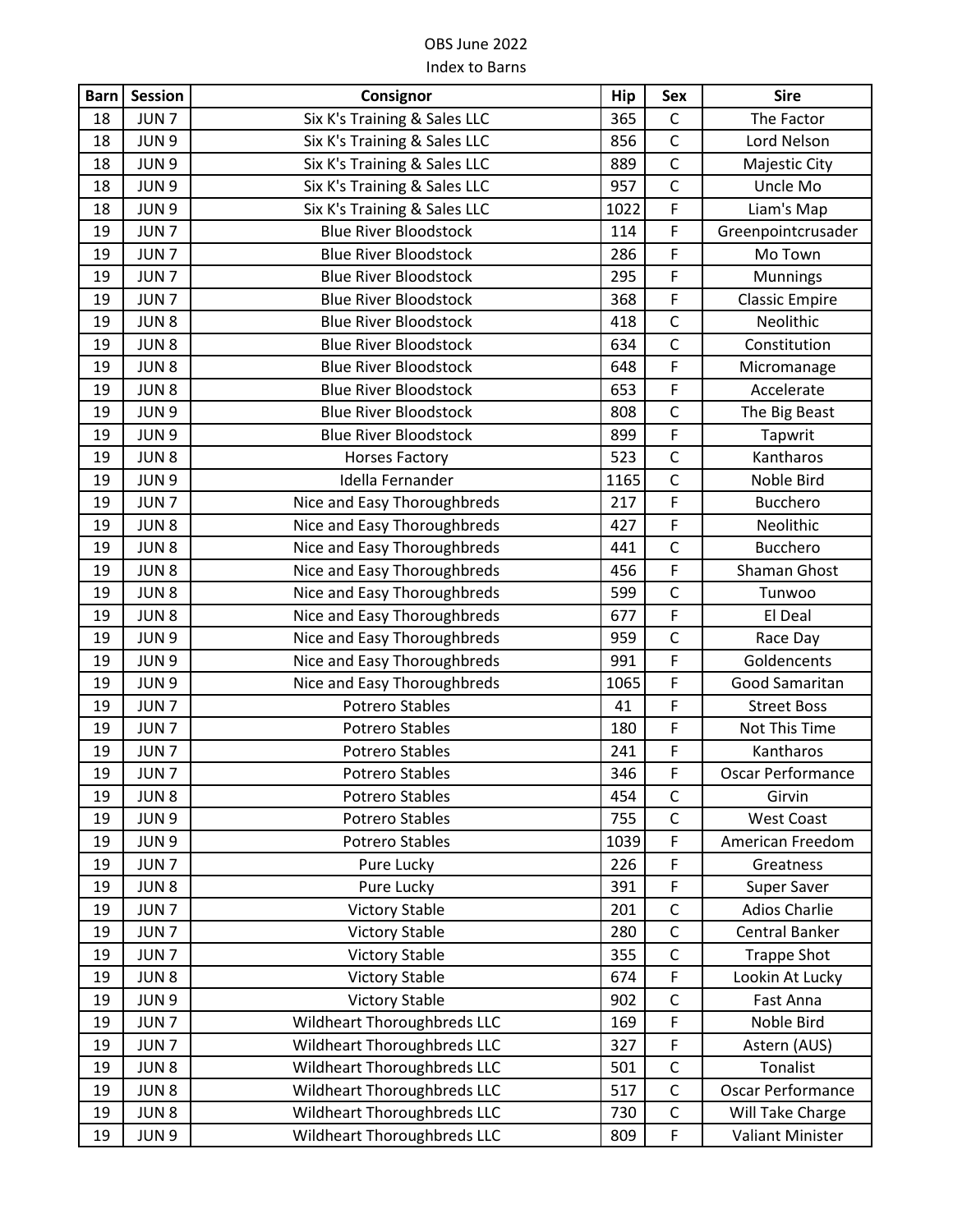OBS June 2022

Index to Barns

| Barn | Session | Consignor | Hip | Sex | Sire |
|---|---|---|---|---|---|
| 18 | JUN 7 | Six K's Training & Sales LLC | 365 | C | The Factor |
| 18 | JUN 9 | Six K's Training & Sales LLC | 856 | C | Lord Nelson |
| 18 | JUN 9 | Six K's Training & Sales LLC | 889 | C | Majestic City |
| 18 | JUN 9 | Six K's Training & Sales LLC | 957 | C | Uncle Mo |
| 18 | JUN 9 | Six K's Training & Sales LLC | 1022 | F | Liam's Map |
| 19 | JUN 7 | Blue River Bloodstock | 114 | F | Greenpointcrusader |
| 19 | JUN 7 | Blue River Bloodstock | 286 | F | Mo Town |
| 19 | JUN 7 | Blue River Bloodstock | 295 | F | Munnings |
| 19 | JUN 7 | Blue River Bloodstock | 368 | F | Classic Empire |
| 19 | JUN 8 | Blue River Bloodstock | 418 | C | Neolithic |
| 19 | JUN 8 | Blue River Bloodstock | 634 | C | Constitution |
| 19 | JUN 8 | Blue River Bloodstock | 648 | F | Micromanage |
| 19 | JUN 8 | Blue River Bloodstock | 653 | F | Accelerate |
| 19 | JUN 9 | Blue River Bloodstock | 808 | C | The Big Beast |
| 19 | JUN 9 | Blue River Bloodstock | 899 | F | Tapwrit |
| 19 | JUN 8 | Horses Factory | 523 | C | Kantharos |
| 19 | JUN 9 | Idella Fernander | 1165 | C | Noble Bird |
| 19 | JUN 7 | Nice and Easy Thoroughbreds | 217 | F | Bucchero |
| 19 | JUN 8 | Nice and Easy Thoroughbreds | 427 | F | Neolithic |
| 19 | JUN 8 | Nice and Easy Thoroughbreds | 441 | C | Bucchero |
| 19 | JUN 8 | Nice and Easy Thoroughbreds | 456 | F | Shaman Ghost |
| 19 | JUN 8 | Nice and Easy Thoroughbreds | 599 | C | Tunwoo |
| 19 | JUN 8 | Nice and Easy Thoroughbreds | 677 | F | El Deal |
| 19 | JUN 9 | Nice and Easy Thoroughbreds | 959 | C | Race Day |
| 19 | JUN 9 | Nice and Easy Thoroughbreds | 991 | F | Goldencents |
| 19 | JUN 9 | Nice and Easy Thoroughbreds | 1065 | F | Good Samaritan |
| 19 | JUN 7 | Potrero Stables | 41 | F | Street Boss |
| 19 | JUN 7 | Potrero Stables | 180 | F | Not This Time |
| 19 | JUN 7 | Potrero Stables | 241 | F | Kantharos |
| 19 | JUN 7 | Potrero Stables | 346 | F | Oscar Performance |
| 19 | JUN 8 | Potrero Stables | 454 | C | Girvin |
| 19 | JUN 9 | Potrero Stables | 755 | C | West Coast |
| 19 | JUN 9 | Potrero Stables | 1039 | F | American Freedom |
| 19 | JUN 7 | Pure Lucky | 226 | F | Greatness |
| 19 | JUN 8 | Pure Lucky | 391 | F | Super Saver |
| 19 | JUN 7 | Victory Stable | 201 | C | Adios Charlie |
| 19 | JUN 7 | Victory Stable | 280 | C | Central Banker |
| 19 | JUN 7 | Victory Stable | 355 | C | Trappe Shot |
| 19 | JUN 8 | Victory Stable | 674 | F | Lookin At Lucky |
| 19 | JUN 9 | Victory Stable | 902 | C | Fast Anna |
| 19 | JUN 7 | Wildheart Thoroughbreds LLC | 169 | F | Noble Bird |
| 19 | JUN 7 | Wildheart Thoroughbreds LLC | 327 | F | Astern (AUS) |
| 19 | JUN 8 | Wildheart Thoroughbreds LLC | 501 | C | Tonalist |
| 19 | JUN 8 | Wildheart Thoroughbreds LLC | 517 | C | Oscar Performance |
| 19 | JUN 8 | Wildheart Thoroughbreds LLC | 730 | C | Will Take Charge |
| 19 | JUN 9 | Wildheart Thoroughbreds LLC | 809 | F | Valiant Minister |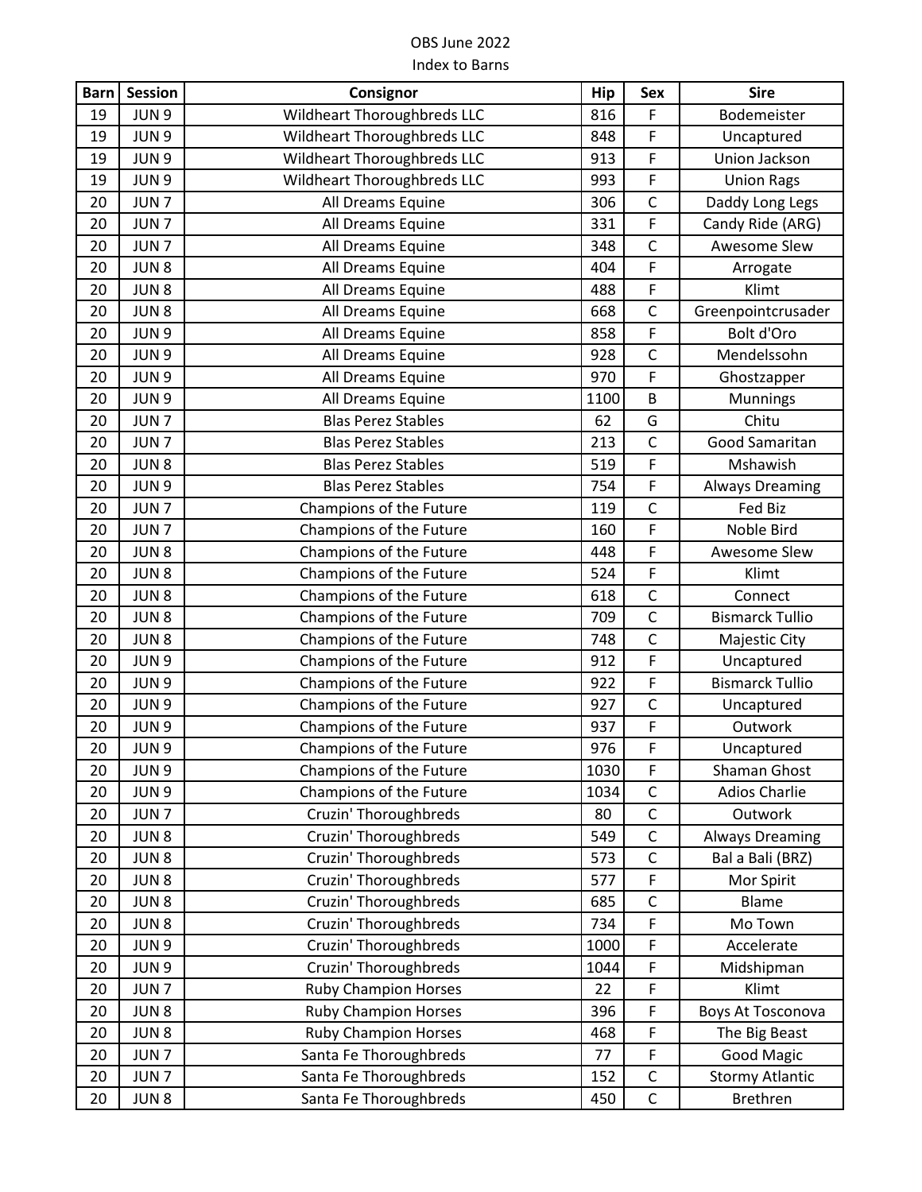OBS June 2022

Index to Barns

| Barn | Session | Consignor | Hip | Sex | Sire |
|---|---|---|---|---|---|
| 19 | JUN 9 | Wildheart Thoroughbreds LLC | 816 | F | Bodemeister |
| 19 | JUN 9 | Wildheart Thoroughbreds LLC | 848 | F | Uncaptured |
| 19 | JUN 9 | Wildheart Thoroughbreds LLC | 913 | F | Union Jackson |
| 19 | JUN 9 | Wildheart Thoroughbreds LLC | 993 | F | Union Rags |
| 20 | JUN 7 | All Dreams Equine | 306 | C | Daddy Long Legs |
| 20 | JUN 7 | All Dreams Equine | 331 | F | Candy Ride (ARG) |
| 20 | JUN 7 | All Dreams Equine | 348 | C | Awesome Slew |
| 20 | JUN 8 | All Dreams Equine | 404 | F | Arrogate |
| 20 | JUN 8 | All Dreams Equine | 488 | F | Klimt |
| 20 | JUN 8 | All Dreams Equine | 668 | C | Greenpointcrusader |
| 20 | JUN 9 | All Dreams Equine | 858 | F | Bolt d'Oro |
| 20 | JUN 9 | All Dreams Equine | 928 | C | Mendelssohn |
| 20 | JUN 9 | All Dreams Equine | 970 | F | Ghostzapper |
| 20 | JUN 9 | All Dreams Equine | 1100 | B | Munnings |
| 20 | JUN 7 | Blas Perez Stables | 62 | G | Chitu |
| 20 | JUN 7 | Blas Perez Stables | 213 | C | Good Samaritan |
| 20 | JUN 8 | Blas Perez Stables | 519 | F | Mshawish |
| 20 | JUN 9 | Blas Perez Stables | 754 | F | Always Dreaming |
| 20 | JUN 7 | Champions of the Future | 119 | C | Fed Biz |
| 20 | JUN 7 | Champions of the Future | 160 | F | Noble Bird |
| 20 | JUN 8 | Champions of the Future | 448 | F | Awesome Slew |
| 20 | JUN 8 | Champions of the Future | 524 | F | Klimt |
| 20 | JUN 8 | Champions of the Future | 618 | C | Connect |
| 20 | JUN 8 | Champions of the Future | 709 | C | Bismarck Tullio |
| 20 | JUN 8 | Champions of the Future | 748 | C | Majestic City |
| 20 | JUN 9 | Champions of the Future | 912 | F | Uncaptured |
| 20 | JUN 9 | Champions of the Future | 922 | F | Bismarck Tullio |
| 20 | JUN 9 | Champions of the Future | 927 | C | Uncaptured |
| 20 | JUN 9 | Champions of the Future | 937 | F | Outwork |
| 20 | JUN 9 | Champions of the Future | 976 | F | Uncaptured |
| 20 | JUN 9 | Champions of the Future | 1030 | F | Shaman Ghost |
| 20 | JUN 9 | Champions of the Future | 1034 | C | Adios Charlie |
| 20 | JUN 7 | Cruzin' Thoroughbreds | 80 | C | Outwork |
| 20 | JUN 8 | Cruzin' Thoroughbreds | 549 | C | Always Dreaming |
| 20 | JUN 8 | Cruzin' Thoroughbreds | 573 | C | Bal a Bali (BRZ) |
| 20 | JUN 8 | Cruzin' Thoroughbreds | 577 | F | Mor Spirit |
| 20 | JUN 8 | Cruzin' Thoroughbreds | 685 | C | Blame |
| 20 | JUN 8 | Cruzin' Thoroughbreds | 734 | F | Mo Town |
| 20 | JUN 9 | Cruzin' Thoroughbreds | 1000 | F | Accelerate |
| 20 | JUN 9 | Cruzin' Thoroughbreds | 1044 | F | Midshipman |
| 20 | JUN 7 | Ruby Champion Horses | 22 | F | Klimt |
| 20 | JUN 8 | Ruby Champion Horses | 396 | F | Boys At Tosconova |
| 20 | JUN 8 | Ruby Champion Horses | 468 | F | The Big Beast |
| 20 | JUN 7 | Santa Fe Thoroughbreds | 77 | F | Good Magic |
| 20 | JUN 7 | Santa Fe Thoroughbreds | 152 | C | Stormy Atlantic |
| 20 | JUN 8 | Santa Fe Thoroughbreds | 450 | C | Brethren |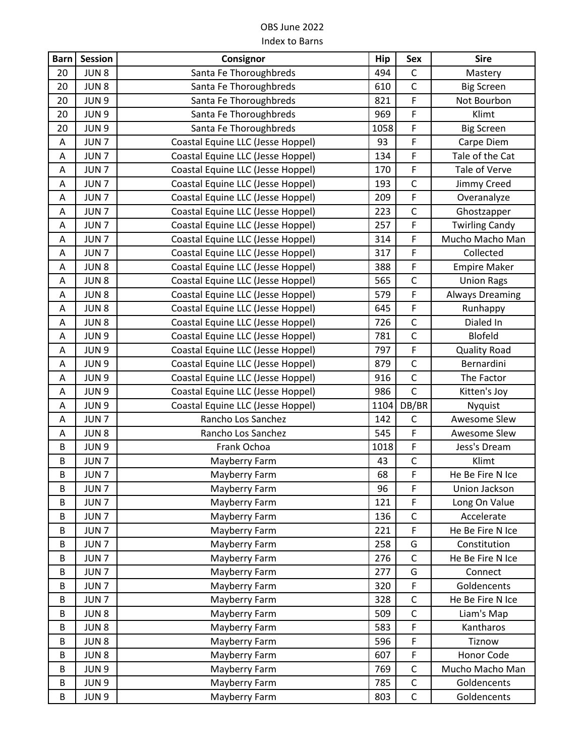OBS June 2022

Index to Barns

| Barn | Session | Consignor | Hip | Sex | Sire |
|---|---|---|---|---|---|
| 20 | JUN 8 | Santa Fe Thoroughbreds | 494 | C | Mastery |
| 20 | JUN 8 | Santa Fe Thoroughbreds | 610 | C | Big Screen |
| 20 | JUN 9 | Santa Fe Thoroughbreds | 821 | F | Not Bourbon |
| 20 | JUN 9 | Santa Fe Thoroughbreds | 969 | F | Klimt |
| 20 | JUN 9 | Santa Fe Thoroughbreds | 1058 | F | Big Screen |
| A | JUN 7 | Coastal Equine LLC (Jesse Hoppel) | 93 | F | Carpe Diem |
| A | JUN 7 | Coastal Equine LLC (Jesse Hoppel) | 134 | F | Tale of the Cat |
| A | JUN 7 | Coastal Equine LLC (Jesse Hoppel) | 170 | F | Tale of Verve |
| A | JUN 7 | Coastal Equine LLC (Jesse Hoppel) | 193 | C | Jimmy Creed |
| A | JUN 7 | Coastal Equine LLC (Jesse Hoppel) | 209 | F | Overanalyze |
| A | JUN 7 | Coastal Equine LLC (Jesse Hoppel) | 223 | C | Ghostzapper |
| A | JUN 7 | Coastal Equine LLC (Jesse Hoppel) | 257 | F | Twirling Candy |
| A | JUN 7 | Coastal Equine LLC (Jesse Hoppel) | 314 | F | Mucho Macho Man |
| A | JUN 7 | Coastal Equine LLC (Jesse Hoppel) | 317 | F | Collected |
| A | JUN 8 | Coastal Equine LLC (Jesse Hoppel) | 388 | F | Empire Maker |
| A | JUN 8 | Coastal Equine LLC (Jesse Hoppel) | 565 | C | Union Rags |
| A | JUN 8 | Coastal Equine LLC (Jesse Hoppel) | 579 | F | Always Dreaming |
| A | JUN 8 | Coastal Equine LLC (Jesse Hoppel) | 645 | F | Runhappy |
| A | JUN 8 | Coastal Equine LLC (Jesse Hoppel) | 726 | C | Dialed In |
| A | JUN 9 | Coastal Equine LLC (Jesse Hoppel) | 781 | C | Blofeld |
| A | JUN 9 | Coastal Equine LLC (Jesse Hoppel) | 797 | F | Quality Road |
| A | JUN 9 | Coastal Equine LLC (Jesse Hoppel) | 879 | C | Bernardini |
| A | JUN 9 | Coastal Equine LLC (Jesse Hoppel) | 916 | C | The Factor |
| A | JUN 9 | Coastal Equine LLC (Jesse Hoppel) | 986 | C | Kitten's Joy |
| A | JUN 9 | Coastal Equine LLC (Jesse Hoppel) | 1104 | DB/BR | Nyquist |
| A | JUN 7 | Rancho Los Sanchez | 142 | C | Awesome Slew |
| A | JUN 8 | Rancho Los Sanchez | 545 | F | Awesome Slew |
| B | JUN 9 | Frank Ochoa | 1018 | F | Jess's Dream |
| B | JUN 7 | Mayberry Farm | 43 | C | Klimt |
| B | JUN 7 | Mayberry Farm | 68 | F | He Be Fire N Ice |
| B | JUN 7 | Mayberry Farm | 96 | F | Union Jackson |
| B | JUN 7 | Mayberry Farm | 121 | F | Long On Value |
| B | JUN 7 | Mayberry Farm | 136 | C | Accelerate |
| B | JUN 7 | Mayberry Farm | 221 | F | He Be Fire N Ice |
| B | JUN 7 | Mayberry Farm | 258 | G | Constitution |
| B | JUN 7 | Mayberry Farm | 276 | C | He Be Fire N Ice |
| B | JUN 7 | Mayberry Farm | 277 | G | Connect |
| B | JUN 7 | Mayberry Farm | 320 | F | Goldencents |
| B | JUN 7 | Mayberry Farm | 328 | C | He Be Fire N Ice |
| B | JUN 8 | Mayberry Farm | 509 | C | Liam's Map |
| B | JUN 8 | Mayberry Farm | 583 | F | Kantharos |
| B | JUN 8 | Mayberry Farm | 596 | F | Tiznow |
| B | JUN 8 | Mayberry Farm | 607 | F | Honor Code |
| B | JUN 9 | Mayberry Farm | 769 | C | Mucho Macho Man |
| B | JUN 9 | Mayberry Farm | 785 | C | Goldencents |
| B | JUN 9 | Mayberry Farm | 803 | C | Goldencents |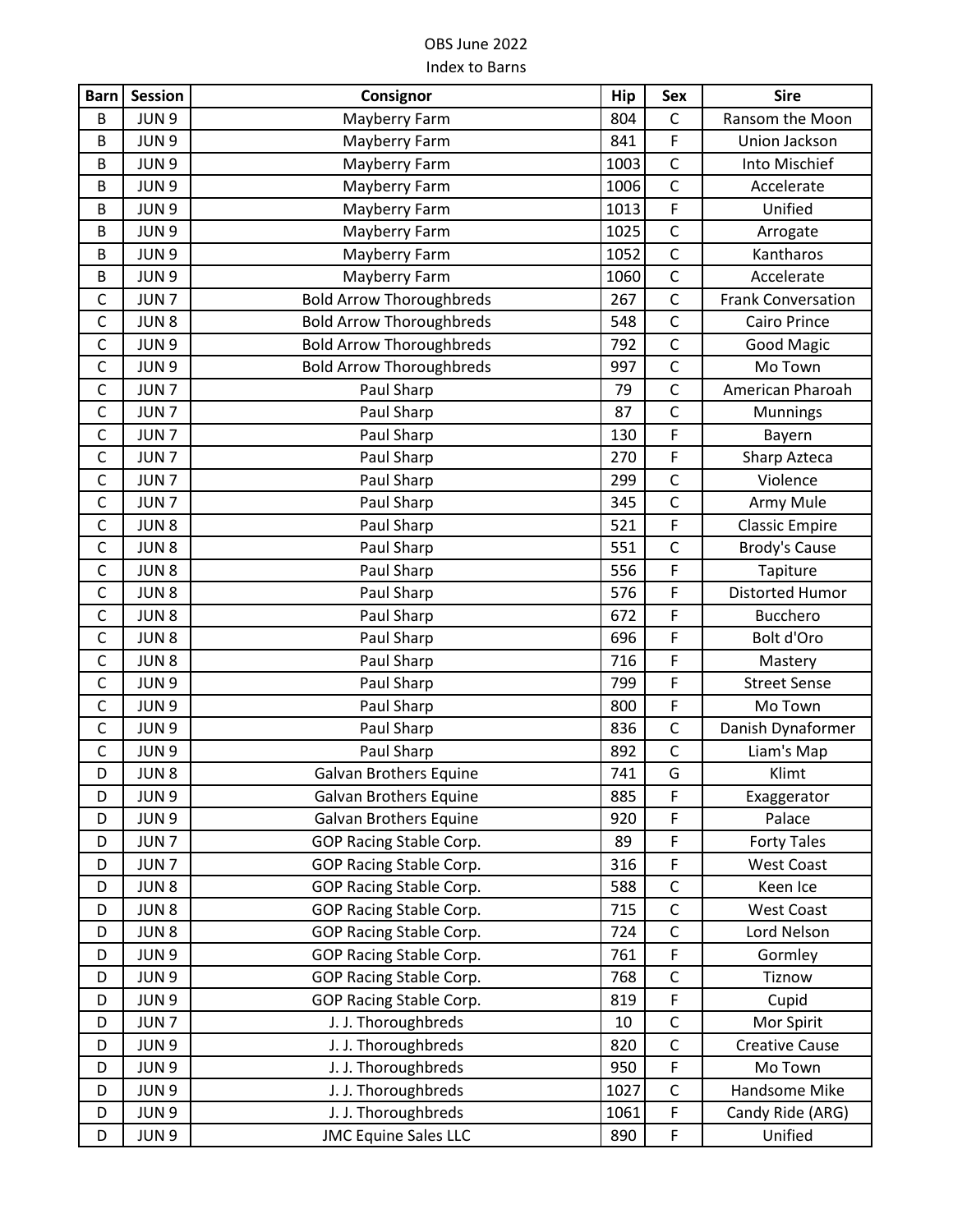OBS June 2022

Index to Barns

| Barn | Session | Consignor | Hip | Sex | Sire |
|---|---|---|---|---|---|
| B | JUN 9 | Mayberry Farm | 804 | C | Ransom the Moon |
| B | JUN 9 | Mayberry Farm | 841 | F | Union Jackson |
| B | JUN 9 | Mayberry Farm | 1003 | C | Into Mischief |
| B | JUN 9 | Mayberry Farm | 1006 | C | Accelerate |
| B | JUN 9 | Mayberry Farm | 1013 | F | Unified |
| B | JUN 9 | Mayberry Farm | 1025 | C | Arrogate |
| B | JUN 9 | Mayberry Farm | 1052 | C | Kantharos |
| B | JUN 9 | Mayberry Farm | 1060 | C | Accelerate |
| C | JUN 7 | Bold Arrow Thoroughbreds | 267 | C | Frank Conversation |
| C | JUN 8 | Bold Arrow Thoroughbreds | 548 | C | Cairo Prince |
| C | JUN 9 | Bold Arrow Thoroughbreds | 792 | C | Good Magic |
| C | JUN 9 | Bold Arrow Thoroughbreds | 997 | C | Mo Town |
| C | JUN 7 | Paul Sharp | 79 | C | American Pharoah |
| C | JUN 7 | Paul Sharp | 87 | C | Munnings |
| C | JUN 7 | Paul Sharp | 130 | F | Bayern |
| C | JUN 7 | Paul Sharp | 270 | F | Sharp Azteca |
| C | JUN 7 | Paul Sharp | 299 | C | Violence |
| C | JUN 7 | Paul Sharp | 345 | C | Army Mule |
| C | JUN 8 | Paul Sharp | 521 | F | Classic Empire |
| C | JUN 8 | Paul Sharp | 551 | C | Brody's Cause |
| C | JUN 8 | Paul Sharp | 556 | F | Tapiture |
| C | JUN 8 | Paul Sharp | 576 | F | Distorted Humor |
| C | JUN 8 | Paul Sharp | 672 | F | Bucchero |
| C | JUN 8 | Paul Sharp | 696 | F | Bolt d'Oro |
| C | JUN 8 | Paul Sharp | 716 | F | Mastery |
| C | JUN 9 | Paul Sharp | 799 | F | Street Sense |
| C | JUN 9 | Paul Sharp | 800 | F | Mo Town |
| C | JUN 9 | Paul Sharp | 836 | C | Danish Dynaformer |
| C | JUN 9 | Paul Sharp | 892 | C | Liam's Map |
| D | JUN 8 | Galvan Brothers Equine | 741 | G | Klimt |
| D | JUN 9 | Galvan Brothers Equine | 885 | F | Exaggerator |
| D | JUN 9 | Galvan Brothers Equine | 920 | F | Palace |
| D | JUN 7 | GOP Racing Stable Corp. | 89 | F | Forty Tales |
| D | JUN 7 | GOP Racing Stable Corp. | 316 | F | West Coast |
| D | JUN 8 | GOP Racing Stable Corp. | 588 | C | Keen Ice |
| D | JUN 8 | GOP Racing Stable Corp. | 715 | C | West Coast |
| D | JUN 8 | GOP Racing Stable Corp. | 724 | C | Lord Nelson |
| D | JUN 9 | GOP Racing Stable Corp. | 761 | F | Gormley |
| D | JUN 9 | GOP Racing Stable Corp. | 768 | C | Tiznow |
| D | JUN 9 | GOP Racing Stable Corp. | 819 | F | Cupid |
| D | JUN 7 | J. J. Thoroughbreds | 10 | C | Mor Spirit |
| D | JUN 9 | J. J. Thoroughbreds | 820 | C | Creative Cause |
| D | JUN 9 | J. J. Thoroughbreds | 950 | F | Mo Town |
| D | JUN 9 | J. J. Thoroughbreds | 1027 | C | Handsome Mike |
| D | JUN 9 | J. J. Thoroughbreds | 1061 | F | Candy Ride (ARG) |
| D | JUN 9 | JMC Equine Sales LLC | 890 | F | Unified |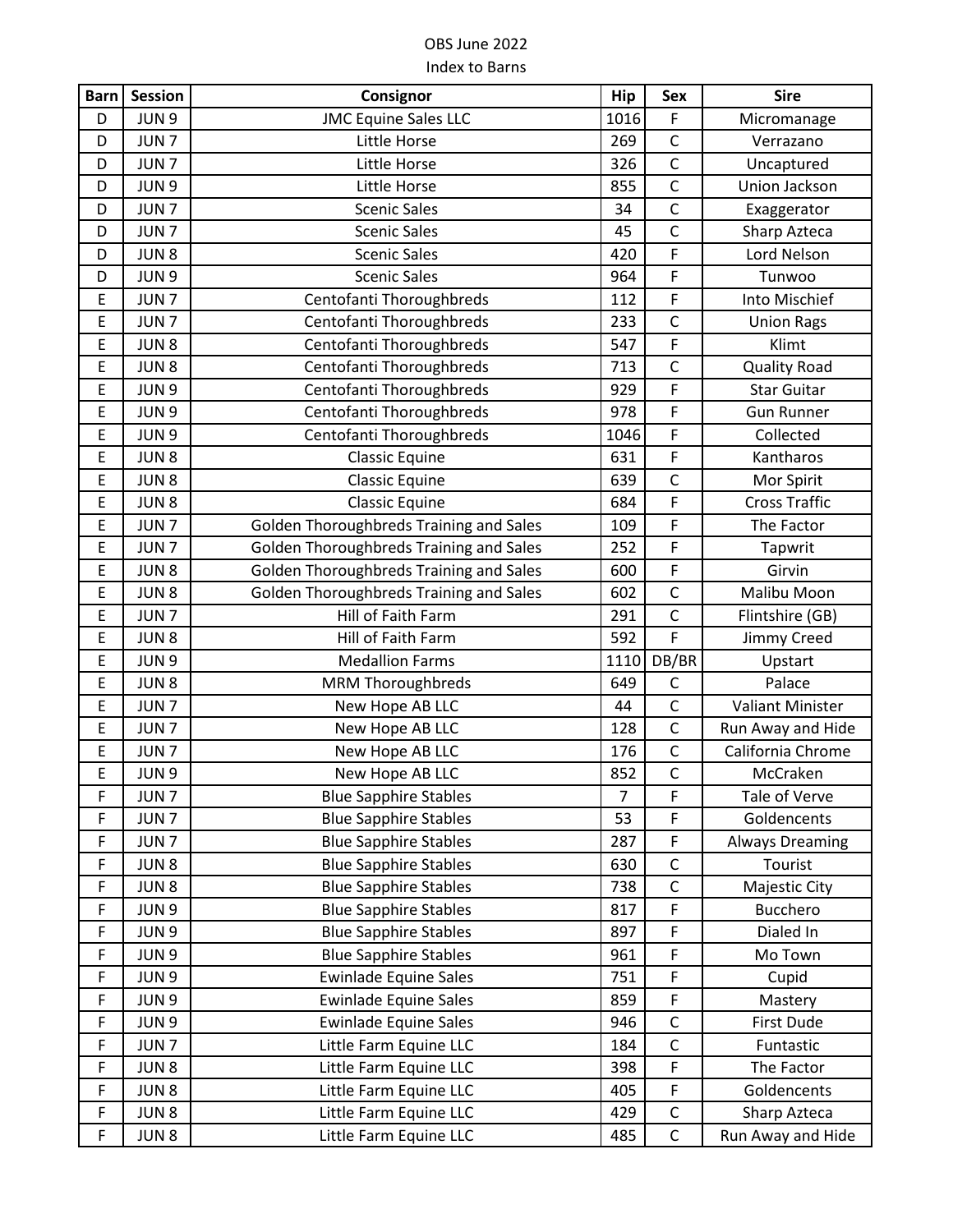OBS June 2022

Index to Barns

| Barn | Session | Consignor | Hip | Sex | Sire |
|---|---|---|---|---|---|
| D | JUN 9 | JMC Equine Sales LLC | 1016 | F | Micromanage |
| D | JUN 7 | Little Horse | 269 | C | Verrazano |
| D | JUN 7 | Little Horse | 326 | C | Uncaptured |
| D | JUN 9 | Little Horse | 855 | C | Union Jackson |
| D | JUN 7 | Scenic Sales | 34 | C | Exaggerator |
| D | JUN 7 | Scenic Sales | 45 | C | Sharp Azteca |
| D | JUN 8 | Scenic Sales | 420 | F | Lord Nelson |
| D | JUN 9 | Scenic Sales | 964 | F | Tunwoo |
| E | JUN 7 | Centofanti Thoroughbreds | 112 | F | Into Mischief |
| E | JUN 7 | Centofanti Thoroughbreds | 233 | C | Union Rags |
| E | JUN 8 | Centofanti Thoroughbreds | 547 | F | Klimt |
| E | JUN 8 | Centofanti Thoroughbreds | 713 | C | Quality Road |
| E | JUN 9 | Centofanti Thoroughbreds | 929 | F | Star Guitar |
| E | JUN 9 | Centofanti Thoroughbreds | 978 | F | Gun Runner |
| E | JUN 9 | Centofanti Thoroughbreds | 1046 | F | Collected |
| E | JUN 8 | Classic Equine | 631 | F | Kantharos |
| E | JUN 8 | Classic Equine | 639 | C | Mor Spirit |
| E | JUN 8 | Classic Equine | 684 | F | Cross Traffic |
| E | JUN 7 | Golden Thoroughbreds Training and Sales | 109 | F | The Factor |
| E | JUN 7 | Golden Thoroughbreds Training and Sales | 252 | F | Tapwrit |
| E | JUN 8 | Golden Thoroughbreds Training and Sales | 600 | F | Girvin |
| E | JUN 8 | Golden Thoroughbreds Training and Sales | 602 | C | Malibu Moon |
| E | JUN 7 | Hill of Faith Farm | 291 | C | Flintshire (GB) |
| E | JUN 8 | Hill of Faith Farm | 592 | F | Jimmy Creed |
| E | JUN 9 | Medallion Farms | 1110 | DB/BR | Upstart |
| E | JUN 8 | MRM Thoroughbreds | 649 | C | Palace |
| E | JUN 7 | New Hope AB LLC | 44 | C | Valiant Minister |
| E | JUN 7 | New Hope AB LLC | 128 | C | Run Away and Hide |
| E | JUN 7 | New Hope AB LLC | 176 | C | California Chrome |
| E | JUN 9 | New Hope AB LLC | 852 | C | McCraken |
| F | JUN 7 | Blue Sapphire Stables | 7 | F | Tale of Verve |
| F | JUN 7 | Blue Sapphire Stables | 53 | F | Goldencents |
| F | JUN 7 | Blue Sapphire Stables | 287 | F | Always Dreaming |
| F | JUN 8 | Blue Sapphire Stables | 630 | C | Tourist |
| F | JUN 8 | Blue Sapphire Stables | 738 | C | Majestic City |
| F | JUN 9 | Blue Sapphire Stables | 817 | F | Bucchero |
| F | JUN 9 | Blue Sapphire Stables | 897 | F | Dialed In |
| F | JUN 9 | Blue Sapphire Stables | 961 | F | Mo Town |
| F | JUN 9 | Ewinlade Equine Sales | 751 | F | Cupid |
| F | JUN 9 | Ewinlade Equine Sales | 859 | F | Mastery |
| F | JUN 9 | Ewinlade Equine Sales | 946 | C | First Dude |
| F | JUN 7 | Little Farm Equine LLC | 184 | C | Funtastic |
| F | JUN 8 | Little Farm Equine LLC | 398 | F | The Factor |
| F | JUN 8 | Little Farm Equine LLC | 405 | F | Goldencents |
| F | JUN 8 | Little Farm Equine LLC | 429 | C | Sharp Azteca |
| F | JUN 8 | Little Farm Equine LLC | 485 | C | Run Away and Hide |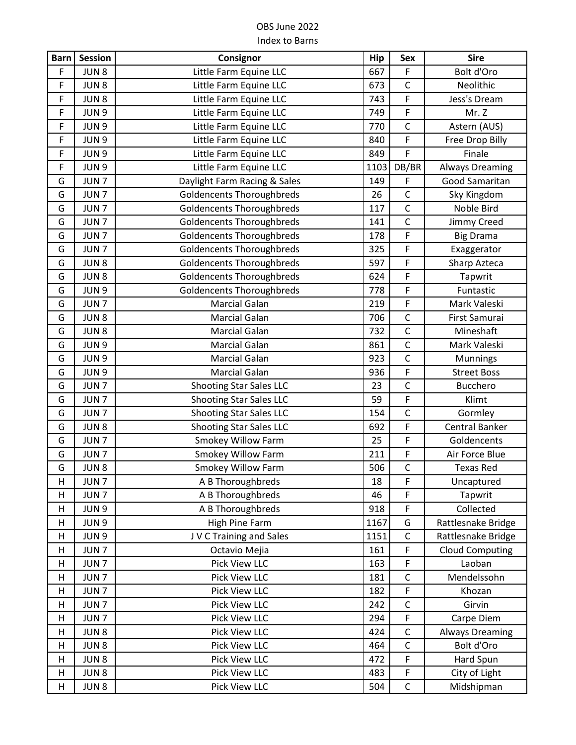OBS June 2022

Index to Barns

| Barn | Session | Consignor | Hip | Sex | Sire |
|---|---|---|---|---|---|
| F | JUN 8 | Little Farm Equine LLC | 667 | F | Bolt d'Oro |
| F | JUN 8 | Little Farm Equine LLC | 673 | C | Neolithic |
| F | JUN 8 | Little Farm Equine LLC | 743 | F | Jess's Dream |
| F | JUN 9 | Little Farm Equine LLC | 749 | F | Mr. Z |
| F | JUN 9 | Little Farm Equine LLC | 770 | C | Astern (AUS) |
| F | JUN 9 | Little Farm Equine LLC | 840 | F | Free Drop Billy |
| F | JUN 9 | Little Farm Equine LLC | 849 | F | Finale |
| F | JUN 9 | Little Farm Equine LLC | 1103 | DB/BR | Always Dreaming |
| G | JUN 7 | Daylight Farm Racing & Sales | 149 | F | Good Samaritan |
| G | JUN 7 | Goldencents Thoroughbreds | 26 | C | Sky Kingdom |
| G | JUN 7 | Goldencents Thoroughbreds | 117 | C | Noble Bird |
| G | JUN 7 | Goldencents Thoroughbreds | 141 | C | Jimmy Creed |
| G | JUN 7 | Goldencents Thoroughbreds | 178 | F | Big Drama |
| G | JUN 7 | Goldencents Thoroughbreds | 325 | F | Exaggerator |
| G | JUN 8 | Goldencents Thoroughbreds | 597 | F | Sharp Azteca |
| G | JUN 8 | Goldencents Thoroughbreds | 624 | F | Tapwrit |
| G | JUN 9 | Goldencents Thoroughbreds | 778 | F | Funtastic |
| G | JUN 7 | Marcial Galan | 219 | F | Mark Valeski |
| G | JUN 8 | Marcial Galan | 706 | C | First Samurai |
| G | JUN 8 | Marcial Galan | 732 | C | Mineshaft |
| G | JUN 9 | Marcial Galan | 861 | C | Mark Valeski |
| G | JUN 9 | Marcial Galan | 923 | C | Munnings |
| G | JUN 9 | Marcial Galan | 936 | F | Street Boss |
| G | JUN 7 | Shooting Star Sales LLC | 23 | C | Bucchero |
| G | JUN 7 | Shooting Star Sales LLC | 59 | F | Klimt |
| G | JUN 7 | Shooting Star Sales LLC | 154 | C | Gormley |
| G | JUN 8 | Shooting Star Sales LLC | 692 | F | Central Banker |
| G | JUN 7 | Smokey Willow Farm | 25 | F | Goldencents |
| G | JUN 7 | Smokey Willow Farm | 211 | F | Air Force Blue |
| G | JUN 8 | Smokey Willow Farm | 506 | C | Texas Red |
| H | JUN 7 | A B Thoroughbreds | 18 | F | Uncaptured |
| H | JUN 7 | A B Thoroughbreds | 46 | F | Tapwrit |
| H | JUN 9 | A B Thoroughbreds | 918 | F | Collected |
| H | JUN 9 | High Pine Farm | 1167 | G | Rattlesnake Bridge |
| H | JUN 9 | J V C Training and Sales | 1151 | C | Rattlesnake Bridge |
| H | JUN 7 | Octavio Mejia | 161 | F | Cloud Computing |
| H | JUN 7 | Pick View LLC | 163 | F | Laoban |
| H | JUN 7 | Pick View LLC | 181 | C | Mendelssohn |
| H | JUN 7 | Pick View LLC | 182 | F | Khozan |
| H | JUN 7 | Pick View LLC | 242 | C | Girvin |
| H | JUN 7 | Pick View LLC | 294 | F | Carpe Diem |
| H | JUN 8 | Pick View LLC | 424 | C | Always Dreaming |
| H | JUN 8 | Pick View LLC | 464 | C | Bolt d'Oro |
| H | JUN 8 | Pick View LLC | 472 | F | Hard Spun |
| H | JUN 8 | Pick View LLC | 483 | F | City of Light |
| H | JUN 8 | Pick View LLC | 504 | C | Midshipman |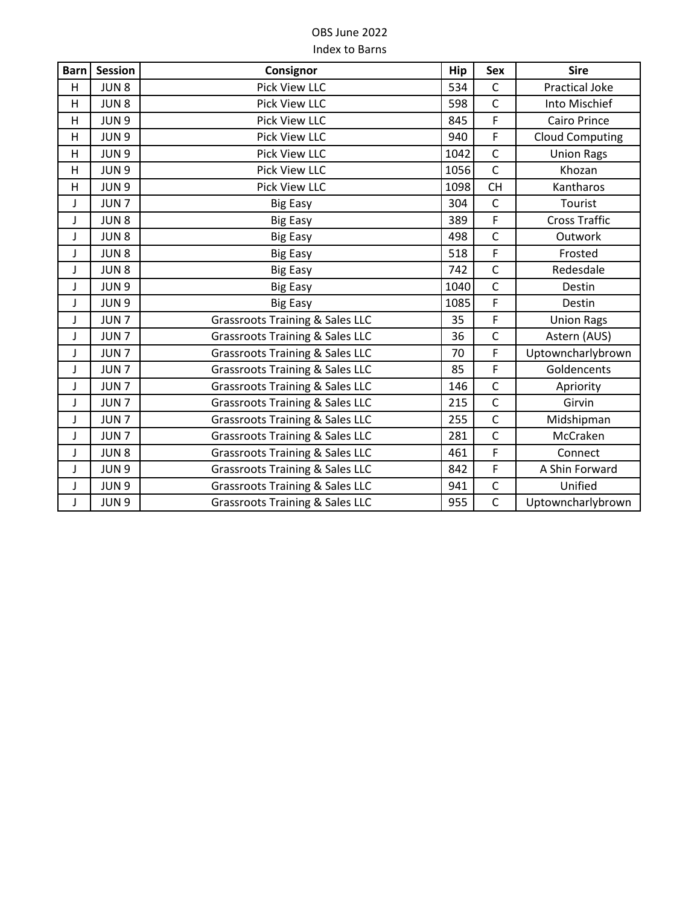OBS June 2022

Index to Barns

| Barn | Session | Consignor | Hip | Sex | Sire |
|---|---|---|---|---|---|
| H | JUN 8 | Pick View LLC | 534 | C | Practical Joke |
| H | JUN 8 | Pick View LLC | 598 | C | Into Mischief |
| H | JUN 9 | Pick View LLC | 845 | F | Cairo Prince |
| H | JUN 9 | Pick View LLC | 940 | F | Cloud Computing |
| H | JUN 9 | Pick View LLC | 1042 | C | Union Rags |
| H | JUN 9 | Pick View LLC | 1056 | C | Khozan |
| H | JUN 9 | Pick View LLC | 1098 | CH | Kantharos |
| J | JUN 7 | Big Easy | 304 | C | Tourist |
| J | JUN 8 | Big Easy | 389 | F | Cross Traffic |
| J | JUN 8 | Big Easy | 498 | C | Outwork |
| J | JUN 8 | Big Easy | 518 | F | Frosted |
| J | JUN 8 | Big Easy | 742 | C | Redesdale |
| J | JUN 9 | Big Easy | 1040 | C | Destin |
| J | JUN 9 | Big Easy | 1085 | F | Destin |
| J | JUN 7 | Grassroots Training & Sales LLC | 35 | F | Union Rags |
| J | JUN 7 | Grassroots Training & Sales LLC | 36 | C | Astern (AUS) |
| J | JUN 7 | Grassroots Training & Sales LLC | 70 | F | Uptowncharlybrown |
| J | JUN 7 | Grassroots Training & Sales LLC | 85 | F | Goldencents |
| J | JUN 7 | Grassroots Training & Sales LLC | 146 | C | Apriority |
| J | JUN 7 | Grassroots Training & Sales LLC | 215 | C | Girvin |
| J | JUN 7 | Grassroots Training & Sales LLC | 255 | C | Midshipman |
| J | JUN 7 | Grassroots Training & Sales LLC | 281 | C | McCraken |
| J | JUN 8 | Grassroots Training & Sales LLC | 461 | F | Connect |
| J | JUN 9 | Grassroots Training & Sales LLC | 842 | F | A Shin Forward |
| J | JUN 9 | Grassroots Training & Sales LLC | 941 | C | Unified |
| J | JUN 9 | Grassroots Training & Sales LLC | 955 | C | Uptowncharlybrown |